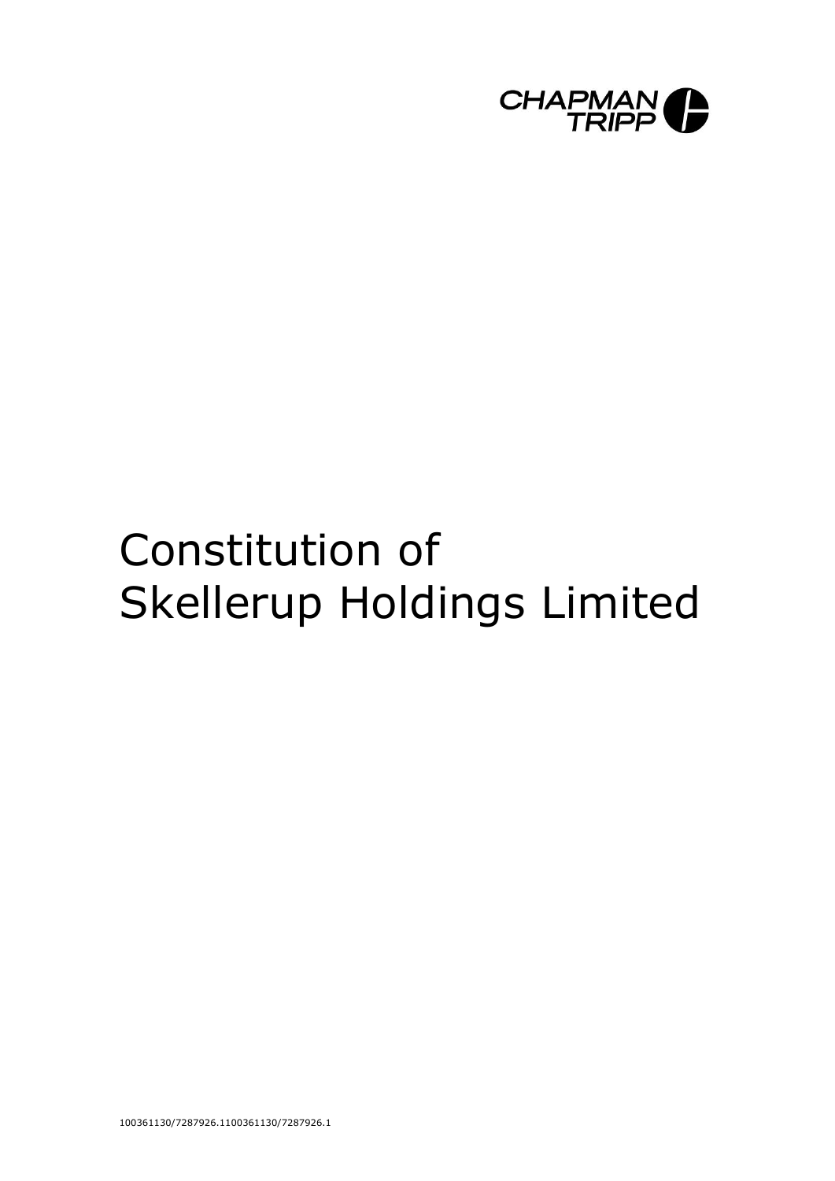CHAPMAN TRIPP

# Constitution of Skellerup Holdings Limited

100361130/7287926.1100361130/7287926.1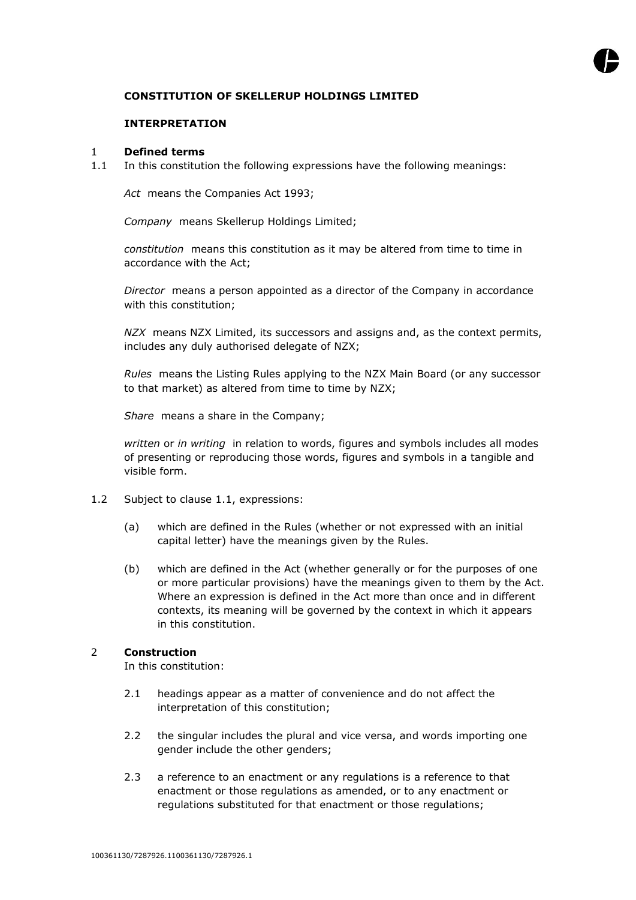**CONSTITUTION OF SKELLERUP HOLDINGS LIMITED**

**INTERPRETATION**

1 **Defined terms**

1.1 In this constitution the following expressions have the following meanings:

*Act* means the Companies Act 1993;

*Company* means Skellerup Holdings Limited;

*constitution* means this constitution as it may be altered from time to time in accordance with the Act;

*Director* means a person appointed as a director of the Company in accordance with this constitution;

*NZX* means NZX Limited, its successors and assigns and, as the context permits, includes any duly authorised delegate of NZX;

*Rules* means the Listing Rules applying to the NZX Main Board (or any successor to that market) as altered from time to time by NZX;

*Share* means a share in the Company;

*written* or *in writing* in relation to words, figures and symbols includes all modes of presenting or reproducing those words, figures and symbols in a tangible and visible form.

1.2 Subject to clause 1.1, expressions:

(a) which are defined in the Rules (whether or not expressed with an initial capital letter) have the meanings given by the Rules.

(b) which are defined in the Act (whether generally or for the purposes of one or more particular provisions) have the meanings given to them by the Act. Where an expression is defined in the Act more than once and in different contexts, its meaning will be governed by the context in which it appears in this constitution.

2 **Construction**

In this constitution:

2.1 headings appear as a matter of convenience and do not affect the interpretation of this constitution;

2.2 the singular includes the plural and vice versa, and words importing one gender include the other genders;

2.3 a reference to an enactment or any regulations is a reference to that enactment or those regulations as amended, or to any enactment or regulations substituted for that enactment or those regulations;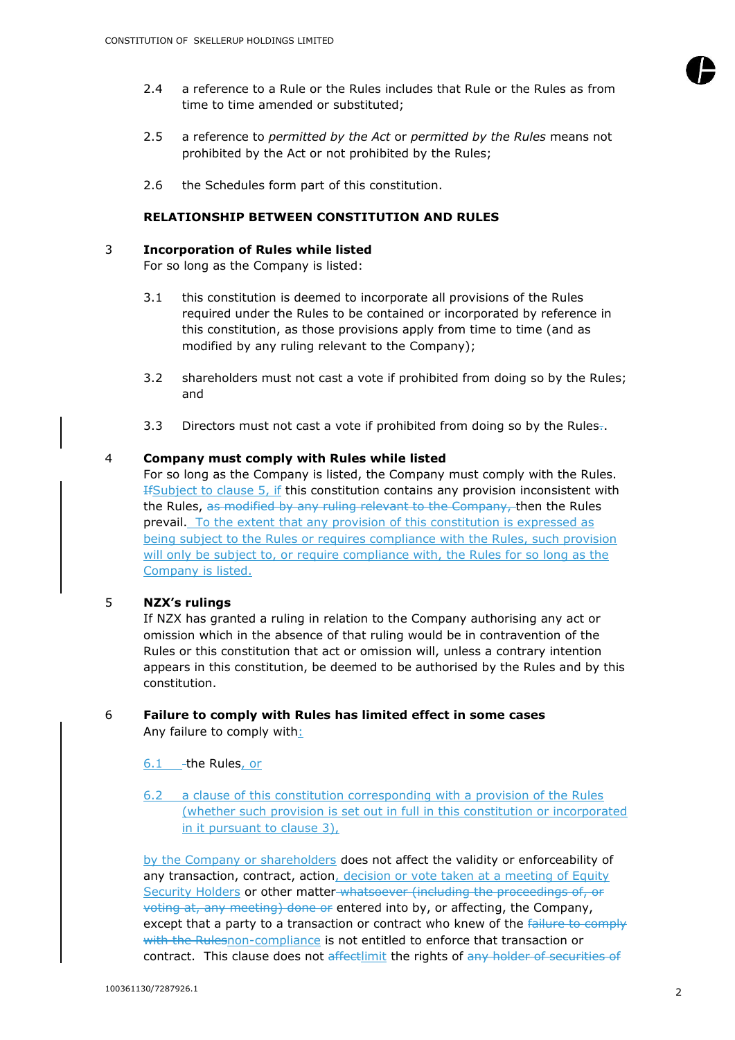2.4 a reference to a Rule or the Rules includes that Rule or the Rules as from time to time amended or substituted;

2.5 a reference to *permitted by the Act* or *permitted by the Rules* means not prohibited by the Act or not prohibited by the Rules;

2.6 the Schedules form part of this constitution.

**RELATIONSHIP BETWEEN CONSTITUTION AND RULES**

3 **Incorporation of Rules while listed**
For so long as the Company is listed:

3.1 this constitution is deemed to incorporate all provisions of the Rules required under the Rules to be contained or incorporated by reference in this constitution, as those provisions apply from time to time (and as modified by any ruling relevant to the Company);

3.2 shareholders must not cast a vote if prohibited from doing so by the Rules; and

3.3 Directors must not cast a vote if prohibited from doing so by the Rules~~.~~.

4 **Company must comply with Rules while listed**
For so long as the Company is listed, the Company must comply with the Rules. ~~If~~Subject to clause 5, if this constitution contains any provision inconsistent with the Rules, ~~as modified by any ruling relevant to the Company,~~ then the Rules prevail. To the extent that any provision of this constitution is expressed as being subject to the Rules or requires compliance with the Rules, such provision will only be subject to, or require compliance with, the Rules for so long as the Company is listed.

5 **NZX's rulings**
If NZX has granted a ruling in relation to the Company authorising any act or omission which in the absence of that ruling would be in contravention of the Rules or this constitution that act or omission will, unless a contrary intention appears in this constitution, be deemed to be authorised by the Rules and by this constitution.

6 **Failure to comply with Rules has limited effect in some cases**
Any failure to comply with:

6.1 the Rules, or

6.2 a clause of this constitution corresponding with a provision of the Rules (whether such provision is set out in full in this constitution or incorporated in it pursuant to clause 3),

by the Company or shareholders does not affect the validity or enforceability of any transaction, contract, action, decision or vote taken at a meeting of Equity Security Holders or other matter ~~whatsoever (including the proceedings of, or voting at, any meeting) done or~~ entered into by, or affecting, the Company, except that a party to a transaction or contract who knew of the ~~failure to comply with the Rules~~non-compliance is not entitled to enforce that transaction or contract. This clause does not ~~affect~~limit the rights of ~~any holder of securities of~~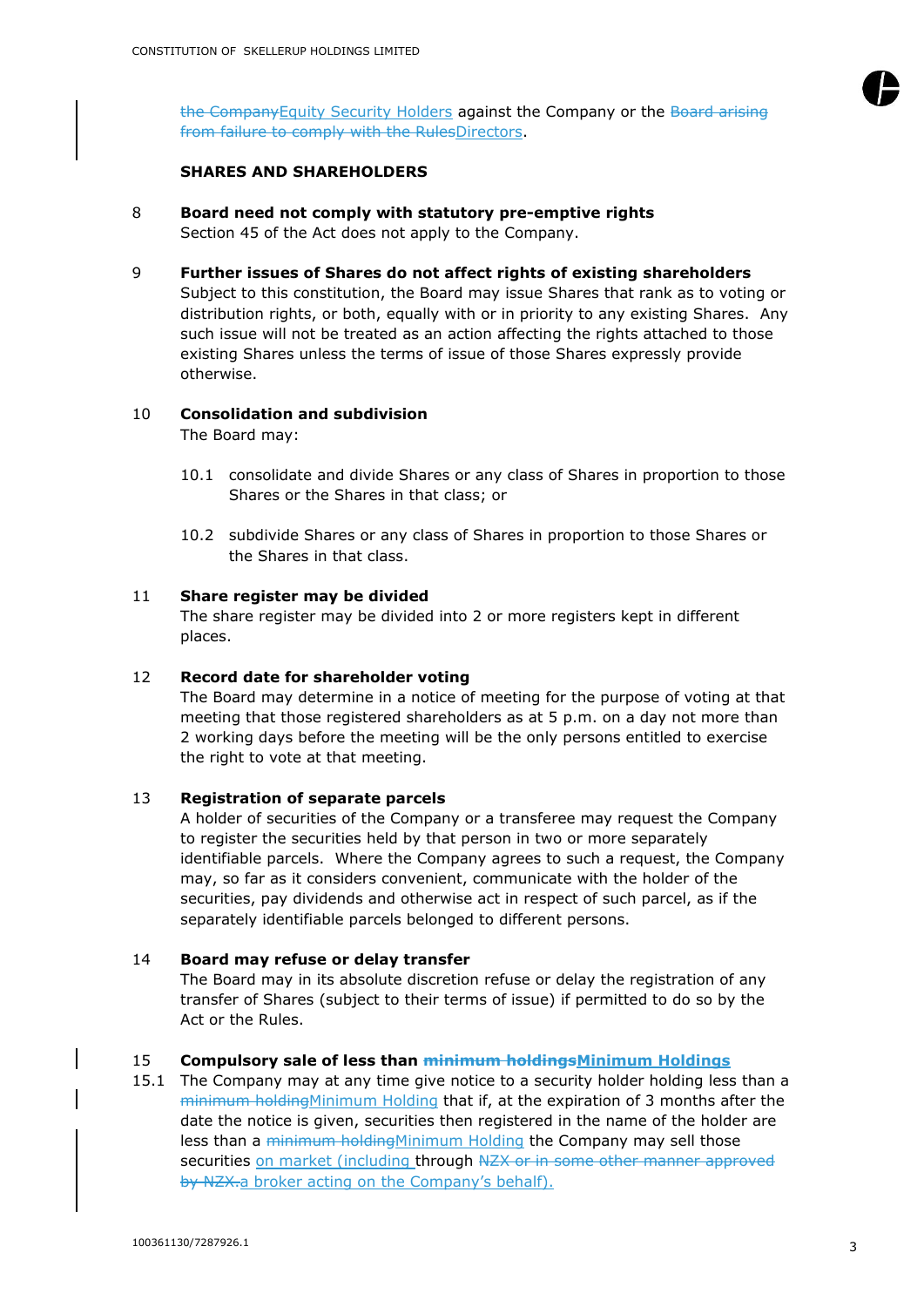~~the Company~~Equity Security Holders against the Company or the ~~Board arising from failure to comply with the Rules~~Directors.

**SHARES AND SHAREHOLDERS**

8 **Board need not comply with statutory pre-emptive rights**
Section 45 of the Act does not apply to the Company.

9 **Further issues of Shares do not affect rights of existing shareholders**
Subject to this constitution, the Board may issue Shares that rank as to voting or distribution rights, or both, equally with or in priority to any existing Shares. Any such issue will not be treated as an action affecting the rights attached to those existing Shares unless the terms of issue of those Shares expressly provide otherwise.

10 **Consolidation and subdivision**
The Board may:

10.1 consolidate and divide Shares or any class of Shares in proportion to those Shares or the Shares in that class; or

10.2 subdivide Shares or any class of Shares in proportion to those Shares or the Shares in that class.

11 **Share register may be divided**
The share register may be divided into 2 or more registers kept in different places.

12 **Record date for shareholder voting**
The Board may determine in a notice of meeting for the purpose of voting at that meeting that those registered shareholders as at 5 p.m. on a day not more than 2 working days before the meeting will be the only persons entitled to exercise the right to vote at that meeting.

13 **Registration of separate parcels**
A holder of securities of the Company or a transferee may request the Company to register the securities held by that person in two or more separately identifiable parcels. Where the Company agrees to such a request, the Company may, so far as it considers convenient, communicate with the holder of the securities, pay dividends and otherwise act in respect of such parcel, as if the separately identifiable parcels belonged to different persons.

14 **Board may refuse or delay transfer**
The Board may in its absolute discretion refuse or delay the registration of any transfer of Shares (subject to their terms of issue) if permitted to do so by the Act or the Rules.

15 **Compulsory sale of less than ~~minimum holdings~~Minimum Holdings**

15.1 The Company may at any time give notice to a security holder holding less than a ~~minimum holding~~Minimum Holding that if, at the expiration of 3 months after the date the notice is given, securities then registered in the name of the holder are less than a ~~minimum holding~~Minimum Holding the Company may sell those securities on market (including through ~~NZX or in some other manner approved by NZX.~~a broker acting on the Company's behalf).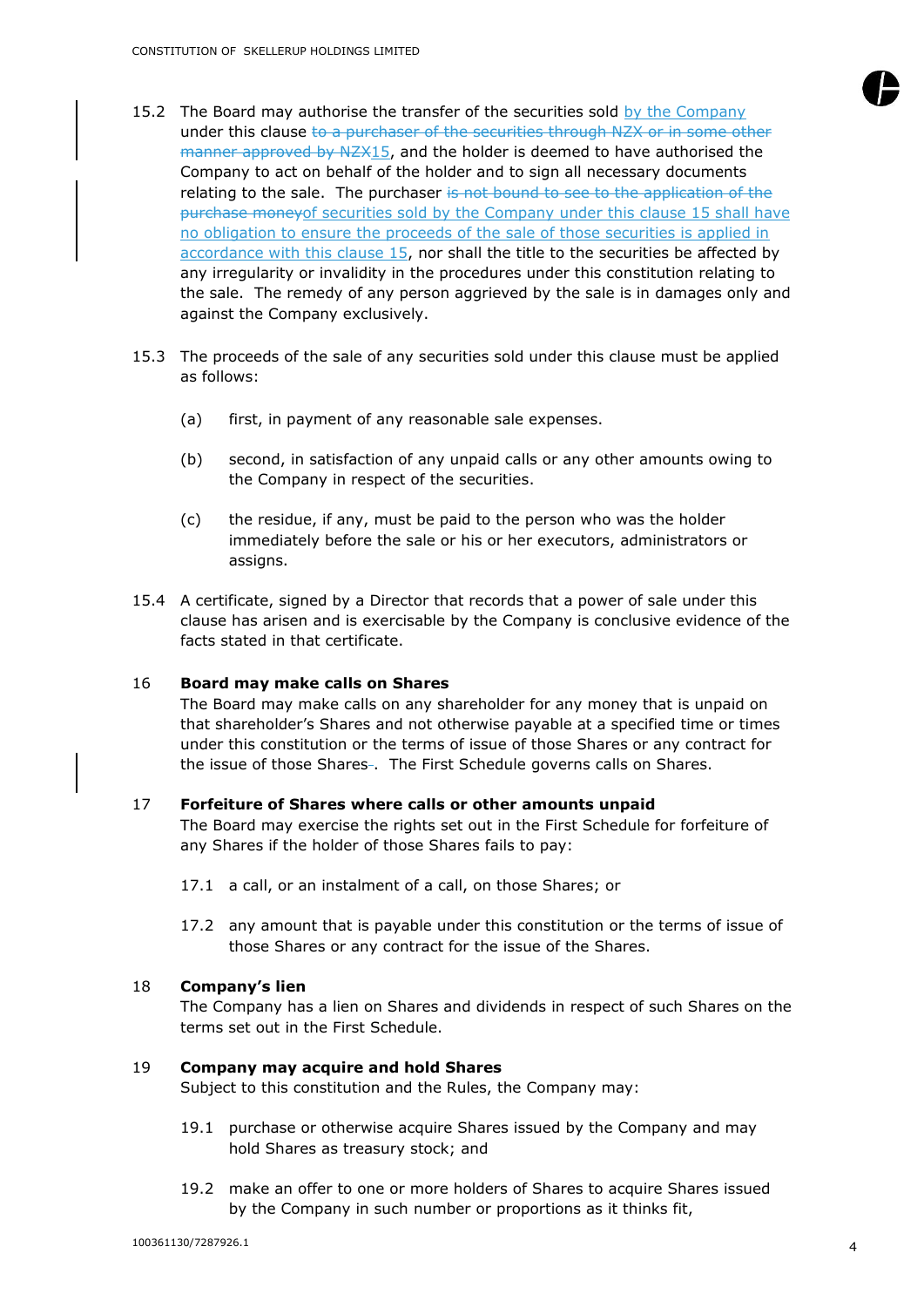15.2 The Board may authorise the transfer of the securities sold by the Company under this clause ~~to a purchaser of the securities through NZX or in some other manner approved by NZX~~15, and the holder is deemed to have authorised the Company to act on behalf of the holder and to sign all necessary documents relating to the sale. The purchaser ~~is not bound to see to the application of the purchase money~~of securities sold by the Company under this clause 15 shall have no obligation to ensure the proceeds of the sale of those securities is applied in accordance with this clause 15, nor shall the title to the securities be affected by any irregularity or invalidity in the procedures under this constitution relating to the sale. The remedy of any person aggrieved by the sale is in damages only and against the Company exclusively.

15.3 The proceeds of the sale of any securities sold under this clause must be applied as follows:

(a) first, in payment of any reasonable sale expenses.

(b) second, in satisfaction of any unpaid calls or any other amounts owing to the Company in respect of the securities.

(c) the residue, if any, must be paid to the person who was the holder immediately before the sale or his or her executors, administrators or assigns.

15.4 A certificate, signed by a Director that records that a power of sale under this clause has arisen and is exercisable by the Company is conclusive evidence of the facts stated in that certificate.

## 16 Board may make calls on Shares

The Board may make calls on any shareholder for any money that is unpaid on that shareholder's Shares and not otherwise payable at a specified time or times under this constitution or the terms of issue of those Shares or any contract for the issue of those Shares~~.~~. The First Schedule governs calls on Shares.

## 17 Forfeiture of Shares where calls or other amounts unpaid

The Board may exercise the rights set out in the First Schedule for forfeiture of any Shares if the holder of those Shares fails to pay:

17.1 a call, or an instalment of a call, on those Shares; or

17.2 any amount that is payable under this constitution or the terms of issue of those Shares or any contract for the issue of the Shares.

## 18 Company's lien

The Company has a lien on Shares and dividends in respect of such Shares on the terms set out in the First Schedule.

## 19 Company may acquire and hold Shares

Subject to this constitution and the Rules, the Company may:

19.1 purchase or otherwise acquire Shares issued by the Company and may hold Shares as treasury stock; and

19.2 make an offer to one or more holders of Shares to acquire Shares issued by the Company in such number or proportions as it thinks fit,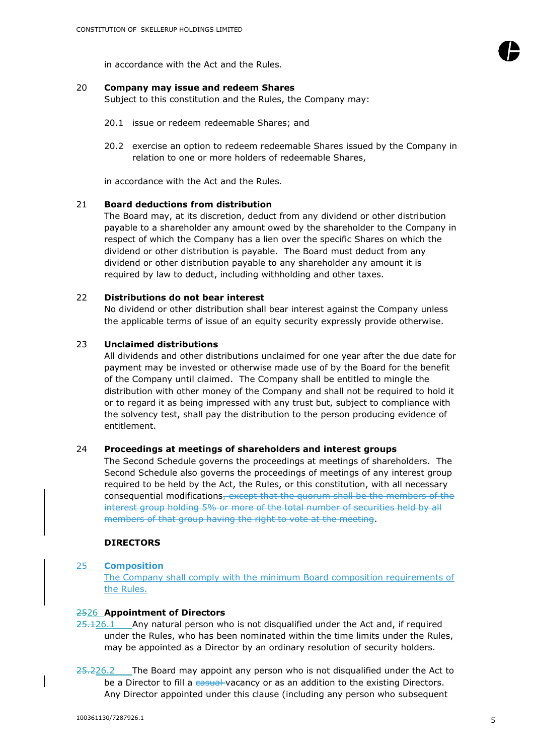in accordance with the Act and the Rules.

**20 Company may issue and redeem Shares**

Subject to this constitution and the Rules, the Company may:

20.1 issue or redeem redeemable Shares; and

20.2 exercise an option to redeem redeemable Shares issued by the Company in relation to one or more holders of redeemable Shares,

in accordance with the Act and the Rules.

**21 Board deductions from distribution**

The Board may, at its discretion, deduct from any dividend or other distribution payable to a shareholder any amount owed by the shareholder to the Company in respect of which the Company has a lien over the specific Shares on which the dividend or other distribution is payable. The Board must deduct from any dividend or other distribution payable to any shareholder any amount it is required by law to deduct, including withholding and other taxes.

**22 Distributions do not bear interest**

No dividend or other distribution shall bear interest against the Company unless the applicable terms of issue of an equity security expressly provide otherwise.

**23 Unclaimed distributions**

All dividends and other distributions unclaimed for one year after the due date for payment may be invested or otherwise made use of by the Board for the benefit of the Company until claimed. The Company shall be entitled to mingle the distribution with other money of the Company and shall not be required to hold it or to regard it as being impressed with any trust but, subject to compliance with the solvency test, shall pay the distribution to the person producing evidence of entitlement.

**24 Proceedings at meetings of shareholders and interest groups**

The Second Schedule governs the proceedings at meetings of shareholders. The Second Schedule also governs the proceedings of meetings of any interest group required to be held by the Act, the Rules, or this constitution, with all necessary consequential modifications~~, except that the quorum shall be the members of the interest group holding 5% or more of the total number of securities held by all members of that group having the right to vote at the meeting~~.

**DIRECTORS**

**25 Composition**

The Company shall comply with the minimum Board composition requirements of the Rules.

~~25~~26 **Appointment of Directors**

~~25.1~~26.1 Any natural person who is not disqualified under the Act and, if required under the Rules, who has been nominated within the time limits under the Rules, may be appointed as a Director by an ordinary resolution of security holders.

~~25.2~~26.2 The Board may appoint any person who is not disqualified under the Act to be a Director to fill a ~~casual~~ vacancy or as an addition to the existing Directors. Any Director appointed under this clause (including any person who subsequent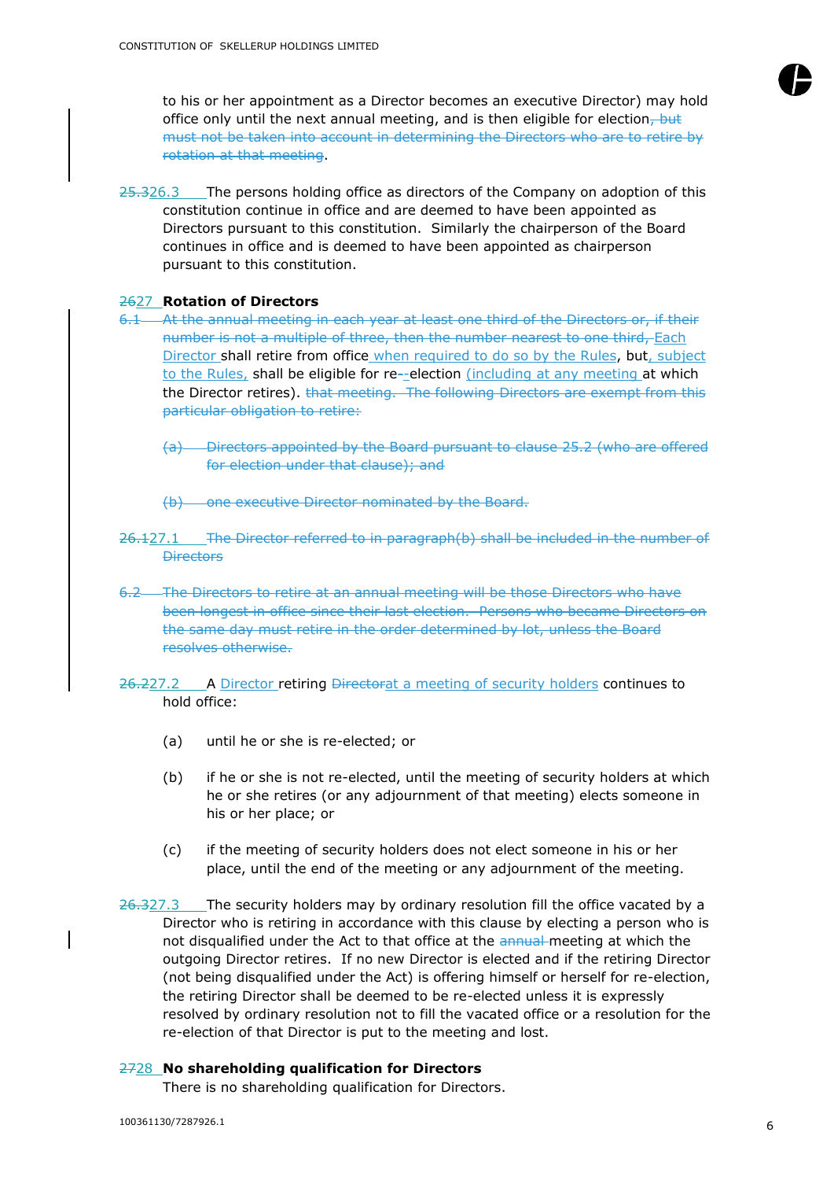to his or her appointment as a Director becomes an executive Director) may hold office only until the next annual meeting, and is then eligible for election~~, but must not be taken into account in determining the Directors who are to retire by rotation at that meeting~~.

~~25.3~~26.3 The persons holding office as directors of the Company on adoption of this constitution continue in office and are deemed to have been appointed as Directors pursuant to this constitution. Similarly the chairperson of the Board continues in office and is deemed to have been appointed as chairperson pursuant to this constitution.

**~~26~~27 Rotation of Directors**

~~6.1 At the annual meeting in each year at least one third of the Directors or, if their number is not a multiple of three, then the number nearest to one third,~~ Each Director shall retire from office when required to do so by the Rules, but, subject to the Rules, shall be eligible for re-~~-~~election (including at any meeting at which the Director retires). ~~that meeting. The following Directors are exempt from this particular obligation to retire:~~

~~(a) Directors appointed by the Board pursuant to clause 25.2 (who are offered for election under that clause); and~~

~~(b) one executive Director nominated by the Board.~~

~~26.1~~27.1 ~~The Director referred to in paragraph(b) shall be included in the number of Directors~~

~~6.2 The Directors to retire at an annual meeting will be those Directors who have been longest in office since their last election. Persons who became Directors on the same day must retire in the order determined by lot, unless the Board resolves otherwise.~~

~~26.2~~27.2 A Director retiring ~~Director~~at a meeting of security holders continues to hold office:

(a) until he or she is re-elected; or

(b) if he or she is not re-elected, until the meeting of security holders at which he or she retires (or any adjournment of that meeting) elects someone in his or her place; or

(c) if the meeting of security holders does not elect someone in his or her place, until the end of the meeting or any adjournment of the meeting.

~~26.3~~27.3 The security holders may by ordinary resolution fill the office vacated by a Director who is retiring in accordance with this clause by electing a person who is not disqualified under the Act to that office at the ~~annual~~ meeting at which the outgoing Director retires. If no new Director is elected and if the retiring Director (not being disqualified under the Act) is offering himself or herself for re-election, the retiring Director shall be deemed to be re-elected unless it is expressly resolved by ordinary resolution not to fill the vacated office or a resolution for the re-election of that Director is put to the meeting and lost.

**~~27~~28 No shareholding qualification for Directors**

There is no shareholding qualification for Directors.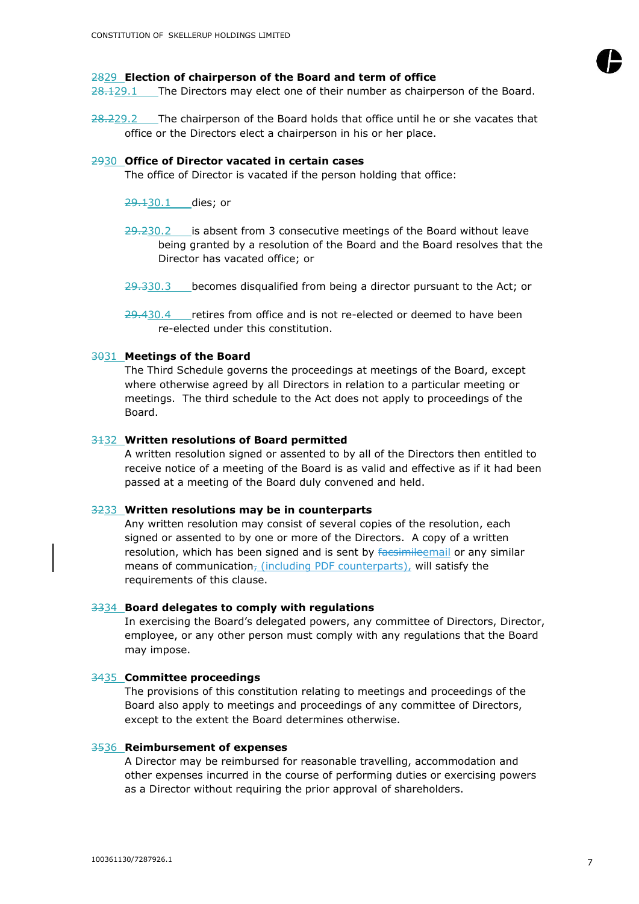## 2829 Election of chairperson of the Board and term of office

28.129.1 The Directors may elect one of their number as chairperson of the Board.

28.229.2 The chairperson of the Board holds that office until he or she vacates that office or the Directors elect a chairperson in his or her place.

## 2930 Office of Director vacated in certain cases

The office of Director is vacated if the person holding that office:

29.130.1 dies; or

29.230.2 is absent from 3 consecutive meetings of the Board without leave being granted by a resolution of the Board and the Board resolves that the Director has vacated office; or

29.330.3 becomes disqualified from being a director pursuant to the Act; or

29.430.4 retires from office and is not re-elected or deemed to have been re-elected under this constitution.

## 3031 Meetings of the Board

The Third Schedule governs the proceedings at meetings of the Board, except where otherwise agreed by all Directors in relation to a particular meeting or meetings. The third schedule to the Act does not apply to proceedings of the Board.

## 3132 Written resolutions of Board permitted

A written resolution signed or assented to by all of the Directors then entitled to receive notice of a meeting of the Board is as valid and effective as if it had been passed at a meeting of the Board duly convened and held.

## 3233 Written resolutions may be in counterparts

Any written resolution may consist of several copies of the resolution, each signed or assented to by one or more of the Directors. A copy of a written resolution, which has been signed and is sent by ~~facsimile~~email or any similar means of communication~~,~~ (including PDF counterparts), will satisfy the requirements of this clause.

## 3334 Board delegates to comply with regulations

In exercising the Board's delegated powers, any committee of Directors, Director, employee, or any other person must comply with any regulations that the Board may impose.

## 3435 Committee proceedings

The provisions of this constitution relating to meetings and proceedings of the Board also apply to meetings and proceedings of any committee of Directors, except to the extent the Board determines otherwise.

## 3536 Reimbursement of expenses

A Director may be reimbursed for reasonable travelling, accommodation and other expenses incurred in the course of performing duties or exercising powers as a Director without requiring the prior approval of shareholders.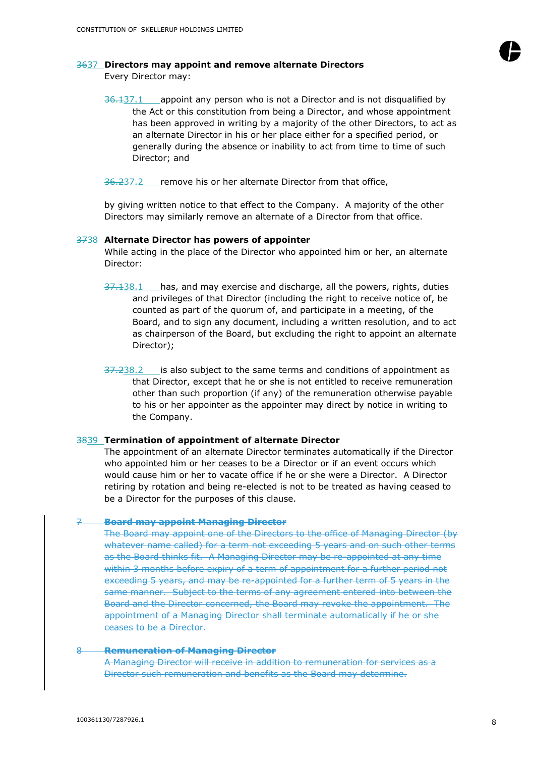## ~~36~~37 Directors may appoint and remove alternate Directors

Every Director may:

~~36.1~~37.1 appoint any person who is not a Director and is not disqualified by the Act or this constitution from being a Director, and whose appointment has been approved in writing by a majority of the other Directors, to act as an alternate Director in his or her place either for a specified period, or generally during the absence or inability to act from time to time of such Director; and

~~36.2~~37.2 remove his or her alternate Director from that office,

by giving written notice to that effect to the Company. A majority of the other Directors may similarly remove an alternate of a Director from that office.

## ~~37~~38 Alternate Director has powers of appointer

While acting in the place of the Director who appointed him or her, an alternate Director:

~~37.1~~38.1 has, and may exercise and discharge, all the powers, rights, duties and privileges of that Director (including the right to receive notice of, be counted as part of the quorum of, and participate in a meeting, of the Board, and to sign any document, including a written resolution, and to act as chairperson of the Board, but excluding the right to appoint an alternate Director);

~~37.2~~38.2 is also subject to the same terms and conditions of appointment as that Director, except that he or she is not entitled to receive remuneration other than such proportion (if any) of the remuneration otherwise payable to his or her appointer as the appointer may direct by notice in writing to the Company.

## ~~38~~39 Termination of appointment of alternate Director

The appointment of an alternate Director terminates automatically if the Director who appointed him or her ceases to be a Director or if an event occurs which would cause him or her to vacate office if he or she were a Director. A Director retiring by rotation and being re-elected is not to be treated as having ceased to be a Director for the purposes of this clause.

## ~~7 Board may appoint Managing Director~~

~~The Board may appoint one of the Directors to the office of Managing Director (by whatever name called) for a term not exceeding 5 years and on such other terms as the Board thinks fit. A Managing Director may be re-appointed at any time within 3 months before expiry of a term of appointment for a further period not exceeding 5 years, and may be re-appointed for a further term of 5 years in the same manner. Subject to the terms of any agreement entered into between the Board and the Director concerned, the Board may revoke the appointment. The appointment of a Managing Director shall terminate automatically if he or she ceases to be a Director.~~

## ~~8 Remuneration of Managing Director~~

~~A Managing Director will receive in addition to remuneration for services as a Director such remuneration and benefits as the Board may determine.~~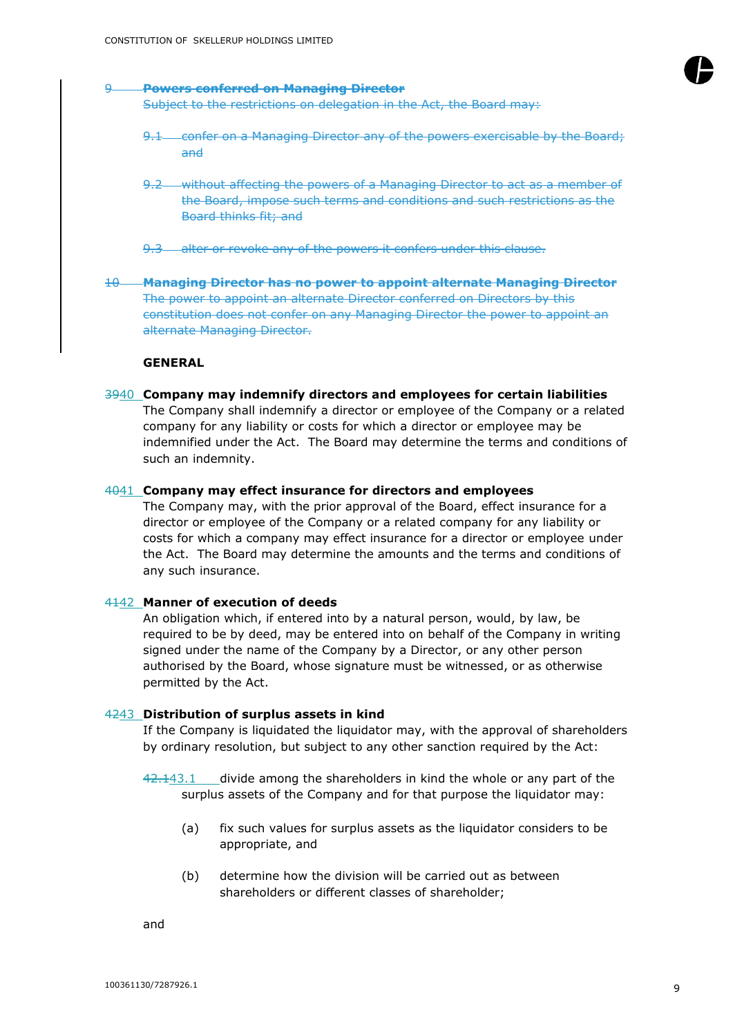~~9 **Powers conferred on Managing Director**~~

~~Subject to the restrictions on delegation in the Act, the Board may:~~

~~9.1 confer on a Managing Director any of the powers exercisable by the Board; and~~

~~9.2 without affecting the powers of a Managing Director to act as a member of the Board, impose such terms and conditions and such restrictions as the Board thinks fit; and~~

~~9.3 alter or revoke any of the powers it confers under this clause.~~

~~10 **Managing Director has no power to appoint alternate Managing Director**~~

~~The power to appoint an alternate Director conferred on Directors by this constitution does not confer on any Managing Director the power to appoint an alternate Managing Director.~~

**GENERAL**

~~39~~40 **Company may indemnify directors and employees for certain liabilities**

The Company shall indemnify a director or employee of the Company or a related company for any liability or costs for which a director or employee may be indemnified under the Act. The Board may determine the terms and conditions of such an indemnity.

~~40~~41 **Company may effect insurance for directors and employees**

The Company may, with the prior approval of the Board, effect insurance for a director or employee of the Company or a related company for any liability or costs for which a company may effect insurance for a director or employee under the Act. The Board may determine the amounts and the terms and conditions of any such insurance.

~~41~~42 **Manner of execution of deeds**

An obligation which, if entered into by a natural person, would, by law, be required to be by deed, may be entered into on behalf of the Company in writing signed under the name of the Company by a Director, or any other person authorised by the Board, whose signature must be witnessed, or as otherwise permitted by the Act.

~~42~~43 **Distribution of surplus assets in kind**

If the Company is liquidated the liquidator may, with the approval of shareholders by ordinary resolution, but subject to any other sanction required by the Act:

~~42.1~~43.1 divide among the shareholders in kind the whole or any part of the surplus assets of the Company and for that purpose the liquidator may:

(a) fix such values for surplus assets as the liquidator considers to be appropriate, and

(b) determine how the division will be carried out as between shareholders or different classes of shareholder;

and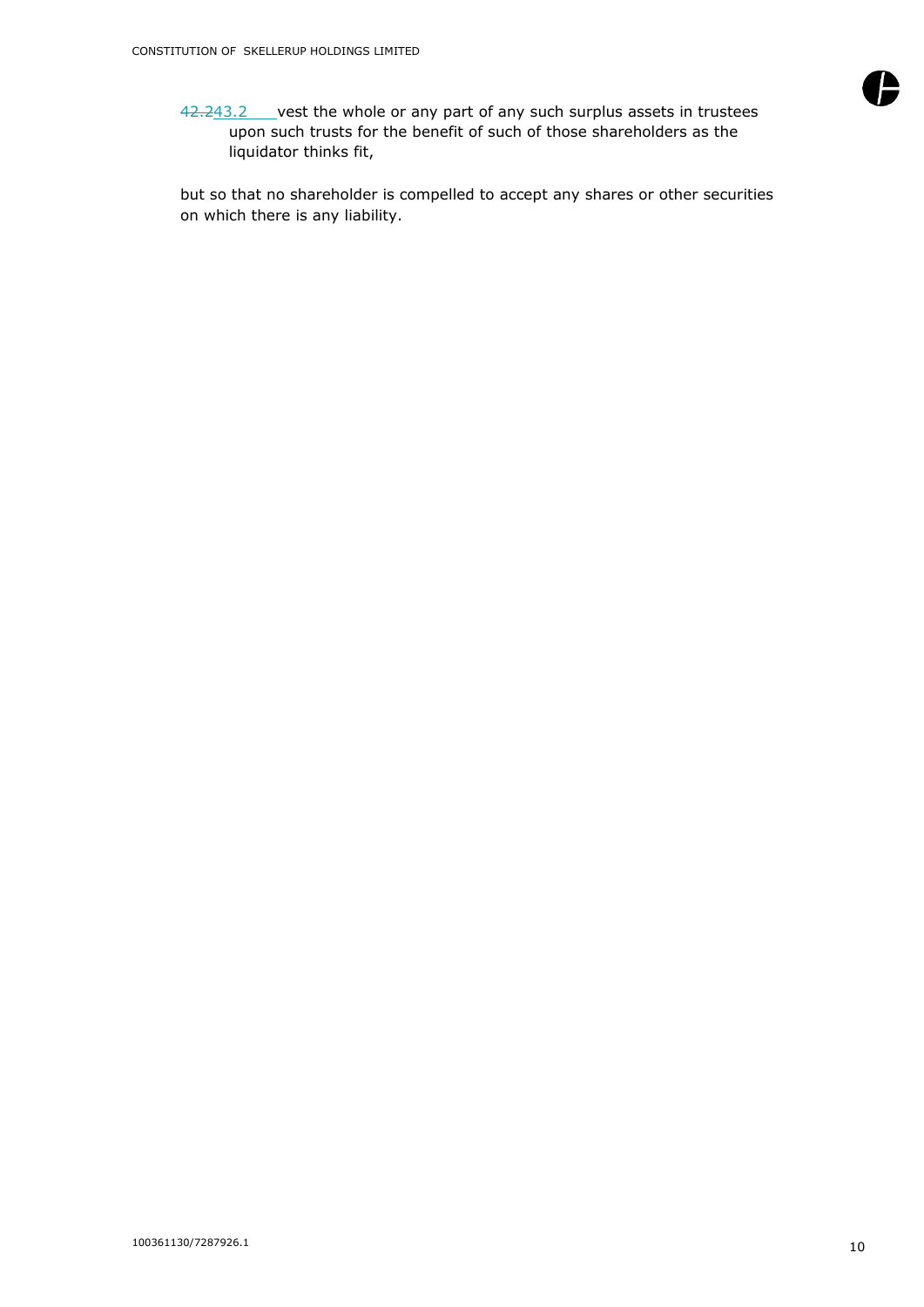~~42.2~~43.2 vest the whole or any part of any such surplus assets in trustees upon such trusts for the benefit of such of those shareholders as the liquidator thinks fit,

but so that no shareholder is compelled to accept any shares or other securities on which there is any liability.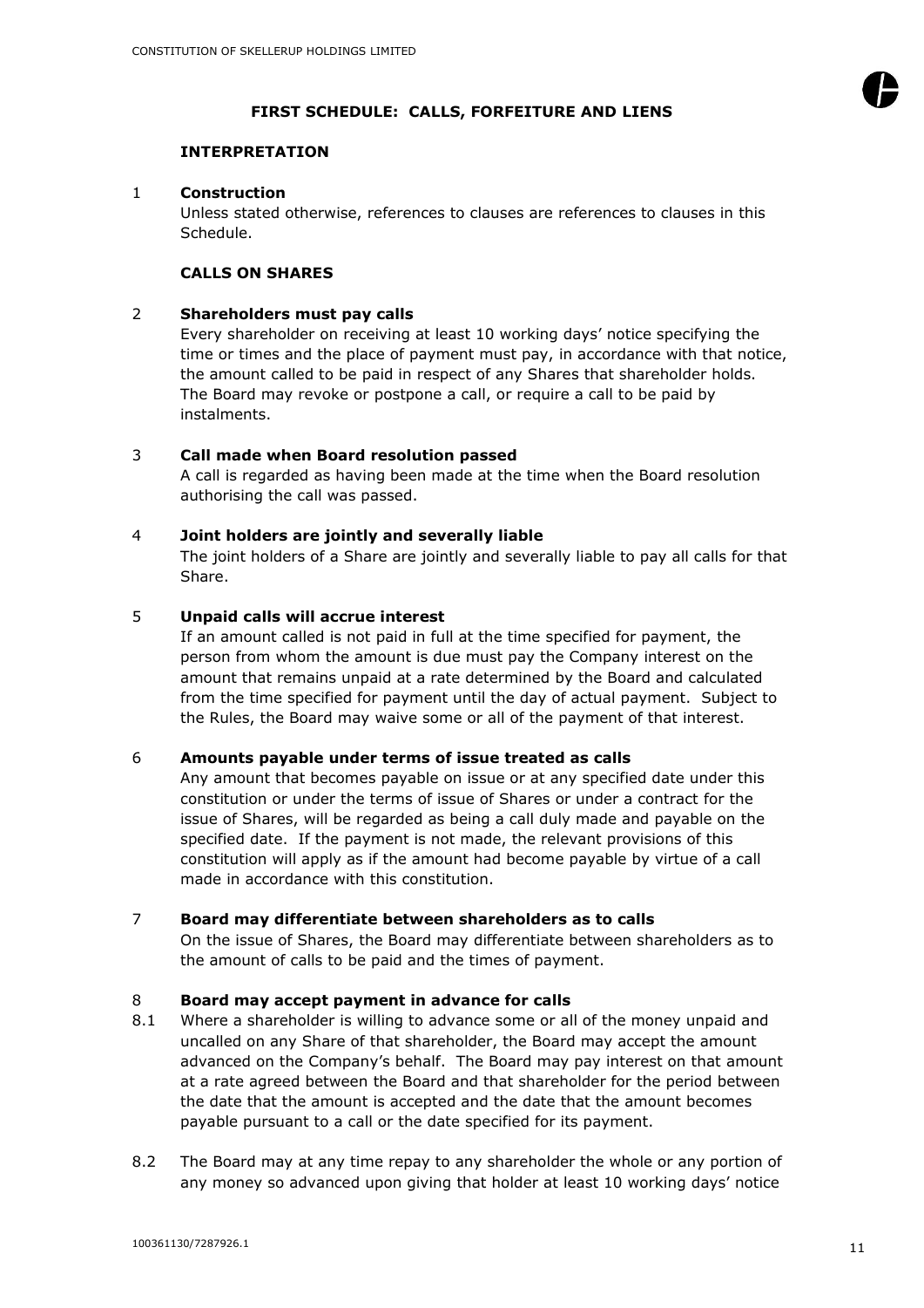## FIRST SCHEDULE: CALLS, FORFEITURE AND LIENS

### INTERPRETATION

1 **Construction**

Unless stated otherwise, references to clauses are references to clauses in this Schedule.

### CALLS ON SHARES

2 **Shareholders must pay calls**

Every shareholder on receiving at least 10 working days' notice specifying the time or times and the place of payment must pay, in accordance with that notice, the amount called to be paid in respect of any Shares that shareholder holds. The Board may revoke or postpone a call, or require a call to be paid by instalments.

3 **Call made when Board resolution passed**

A call is regarded as having been made at the time when the Board resolution authorising the call was passed.

4 **Joint holders are jointly and severally liable**

The joint holders of a Share are jointly and severally liable to pay all calls for that Share.

5 **Unpaid calls will accrue interest**

If an amount called is not paid in full at the time specified for payment, the person from whom the amount is due must pay the Company interest on the amount that remains unpaid at a rate determined by the Board and calculated from the time specified for payment until the day of actual payment. Subject to the Rules, the Board may waive some or all of the payment of that interest.

6 **Amounts payable under terms of issue treated as calls**

Any amount that becomes payable on issue or at any specified date under this constitution or under the terms of issue of Shares or under a contract for the issue of Shares, will be regarded as being a call duly made and payable on the specified date. If the payment is not made, the relevant provisions of this constitution will apply as if the amount had become payable by virtue of a call made in accordance with this constitution.

7 **Board may differentiate between shareholders as to calls**

On the issue of Shares, the Board may differentiate between shareholders as to the amount of calls to be paid and the times of payment.

8 **Board may accept payment in advance for calls**

8.1 Where a shareholder is willing to advance some or all of the money unpaid and uncalled on any Share of that shareholder, the Board may accept the amount advanced on the Company's behalf. The Board may pay interest on that amount at a rate agreed between the Board and that shareholder for the period between the date that the amount is accepted and the date that the amount becomes payable pursuant to a call or the date specified for its payment.

8.2 The Board may at any time repay to any shareholder the whole or any portion of any money so advanced upon giving that holder at least 10 working days' notice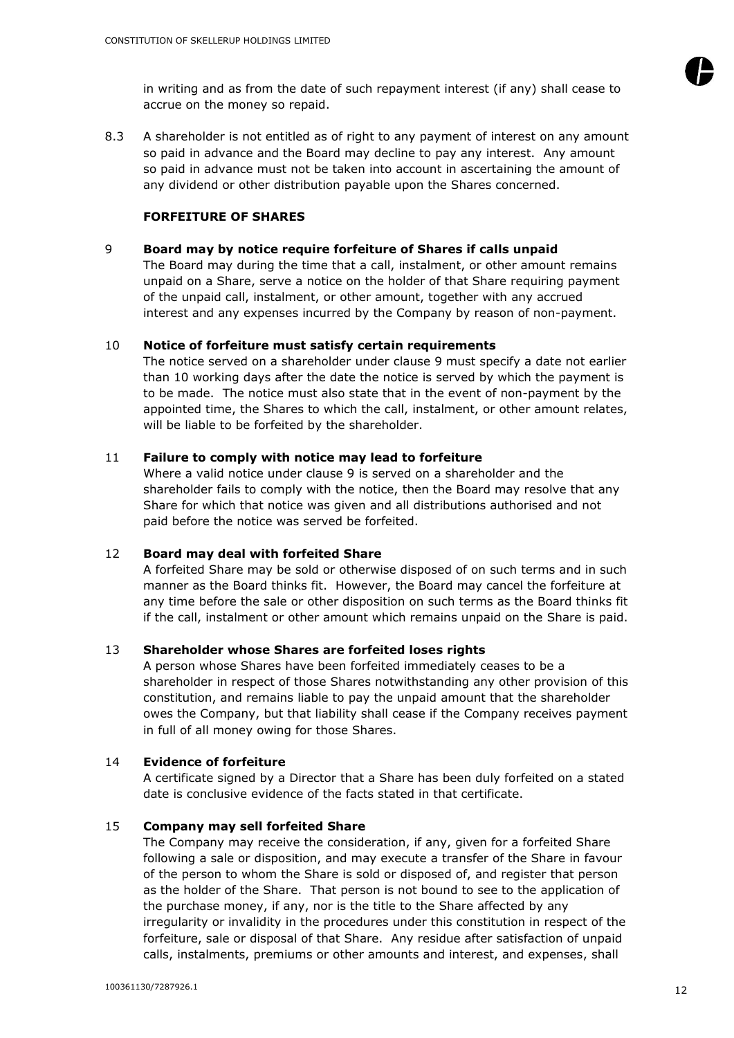in writing and as from the date of such repayment interest (if any) shall cease to accrue on the money so repaid.

8.3 A shareholder is not entitled as of right to any payment of interest on any amount so paid in advance and the Board may decline to pay any interest. Any amount so paid in advance must not be taken into account in ascertaining the amount of any dividend or other distribution payable upon the Shares concerned.

**FORFEITURE OF SHARES**

9 **Board may by notice require forfeiture of Shares if calls unpaid**

The Board may during the time that a call, instalment, or other amount remains unpaid on a Share, serve a notice on the holder of that Share requiring payment of the unpaid call, instalment, or other amount, together with any accrued interest and any expenses incurred by the Company by reason of non-payment.

10 **Notice of forfeiture must satisfy certain requirements**

The notice served on a shareholder under clause 9 must specify a date not earlier than 10 working days after the date the notice is served by which the payment is to be made. The notice must also state that in the event of non-payment by the appointed time, the Shares to which the call, instalment, or other amount relates, will be liable to be forfeited by the shareholder.

11 **Failure to comply with notice may lead to forfeiture**

Where a valid notice under clause 9 is served on a shareholder and the shareholder fails to comply with the notice, then the Board may resolve that any Share for which that notice was given and all distributions authorised and not paid before the notice was served be forfeited.

12 **Board may deal with forfeited Share**

A forfeited Share may be sold or otherwise disposed of on such terms and in such manner as the Board thinks fit. However, the Board may cancel the forfeiture at any time before the sale or other disposition on such terms as the Board thinks fit if the call, instalment or other amount which remains unpaid on the Share is paid.

13 **Shareholder whose Shares are forfeited loses rights**

A person whose Shares have been forfeited immediately ceases to be a shareholder in respect of those Shares notwithstanding any other provision of this constitution, and remains liable to pay the unpaid amount that the shareholder owes the Company, but that liability shall cease if the Company receives payment in full of all money owing for those Shares.

14 **Evidence of forfeiture**

A certificate signed by a Director that a Share has been duly forfeited on a stated date is conclusive evidence of the facts stated in that certificate.

15 **Company may sell forfeited Share**

The Company may receive the consideration, if any, given for a forfeited Share following a sale or disposition, and may execute a transfer of the Share in favour of the person to whom the Share is sold or disposed of, and register that person as the holder of the Share. That person is not bound to see to the application of the purchase money, if any, nor is the title to the Share affected by any irregularity or invalidity in the procedures under this constitution in respect of the forfeiture, sale or disposal of that Share. Any residue after satisfaction of unpaid calls, instalments, premiums or other amounts and interest, and expenses, shall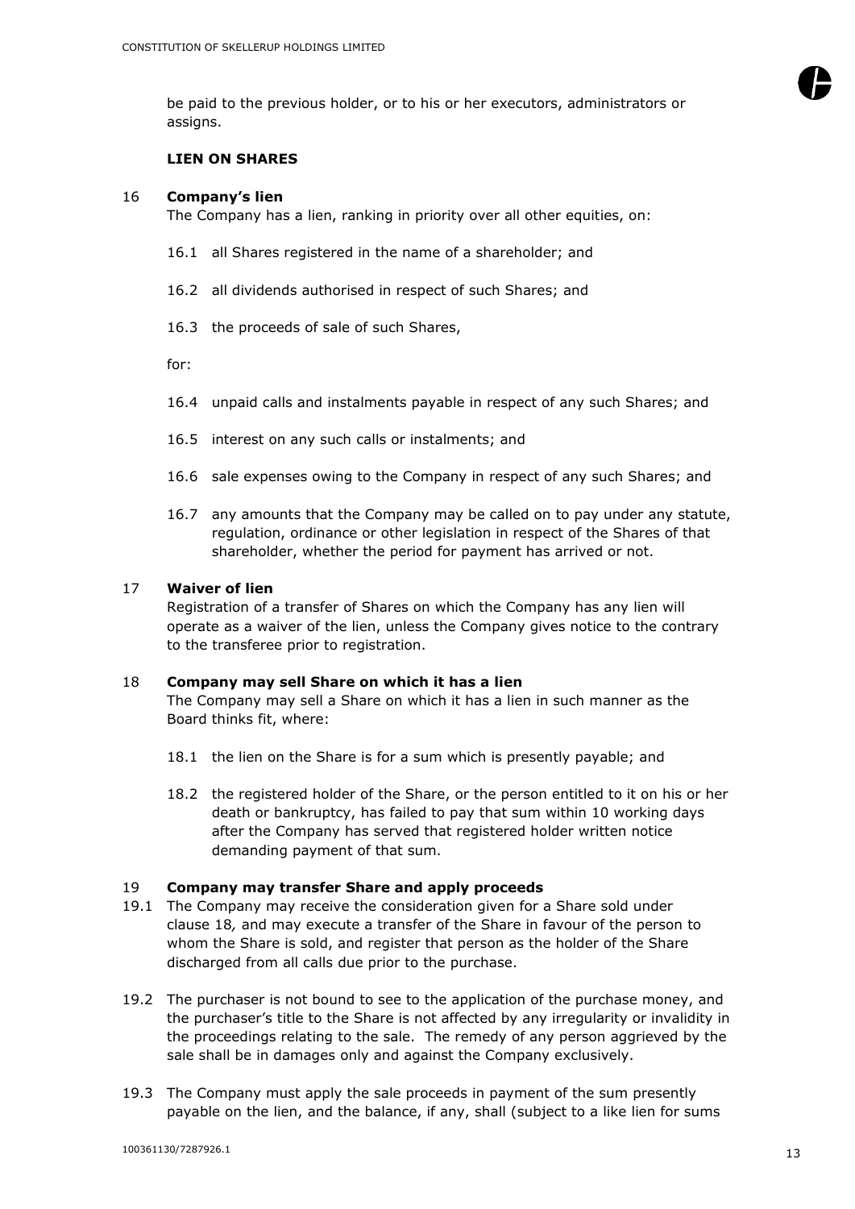be paid to the previous holder, or to his or her executors, administrators or assigns.

**LIEN ON SHARES**

16 **Company's lien**

The Company has a lien, ranking in priority over all other equities, on:

16.1 all Shares registered in the name of a shareholder; and

16.2 all dividends authorised in respect of such Shares; and

16.3 the proceeds of sale of such Shares,

for:

16.4 unpaid calls and instalments payable in respect of any such Shares; and

16.5 interest on any such calls or instalments; and

16.6 sale expenses owing to the Company in respect of any such Shares; and

16.7 any amounts that the Company may be called on to pay under any statute, regulation, ordinance or other legislation in respect of the Shares of that shareholder, whether the period for payment has arrived or not.

17 **Waiver of lien**

Registration of a transfer of Shares on which the Company has any lien will operate as a waiver of the lien, unless the Company gives notice to the contrary to the transferee prior to registration.

18 **Company may sell Share on which it has a lien**

The Company may sell a Share on which it has a lien in such manner as the Board thinks fit, where:

18.1 the lien on the Share is for a sum which is presently payable; and

18.2 the registered holder of the Share, or the person entitled to it on his or her death or bankruptcy, has failed to pay that sum within 10 working days after the Company has served that registered holder written notice demanding payment of that sum.

19 **Company may transfer Share and apply proceeds**

19.1 The Company may receive the consideration given for a Share sold under clause 18*,* and may execute a transfer of the Share in favour of the person to whom the Share is sold, and register that person as the holder of the Share discharged from all calls due prior to the purchase.

19.2 The purchaser is not bound to see to the application of the purchase money, and the purchaser's title to the Share is not affected by any irregularity or invalidity in the proceedings relating to the sale. The remedy of any person aggrieved by the sale shall be in damages only and against the Company exclusively.

19.3 The Company must apply the sale proceeds in payment of the sum presently payable on the lien, and the balance, if any, shall (subject to a like lien for sums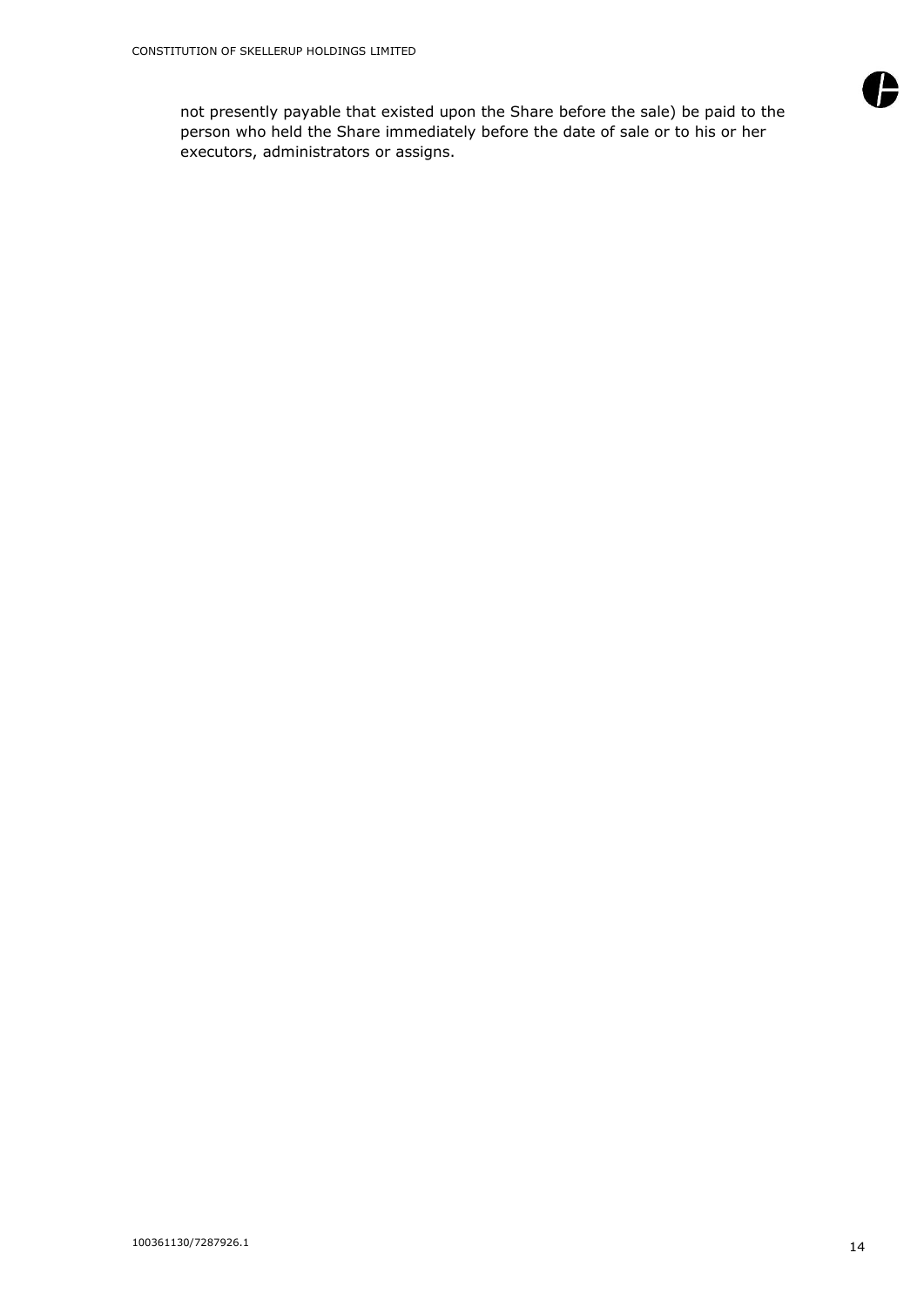not presently payable that existed upon the Share before the sale) be paid to the person who held the Share immediately before the date of sale or to his or her executors, administrators or assigns.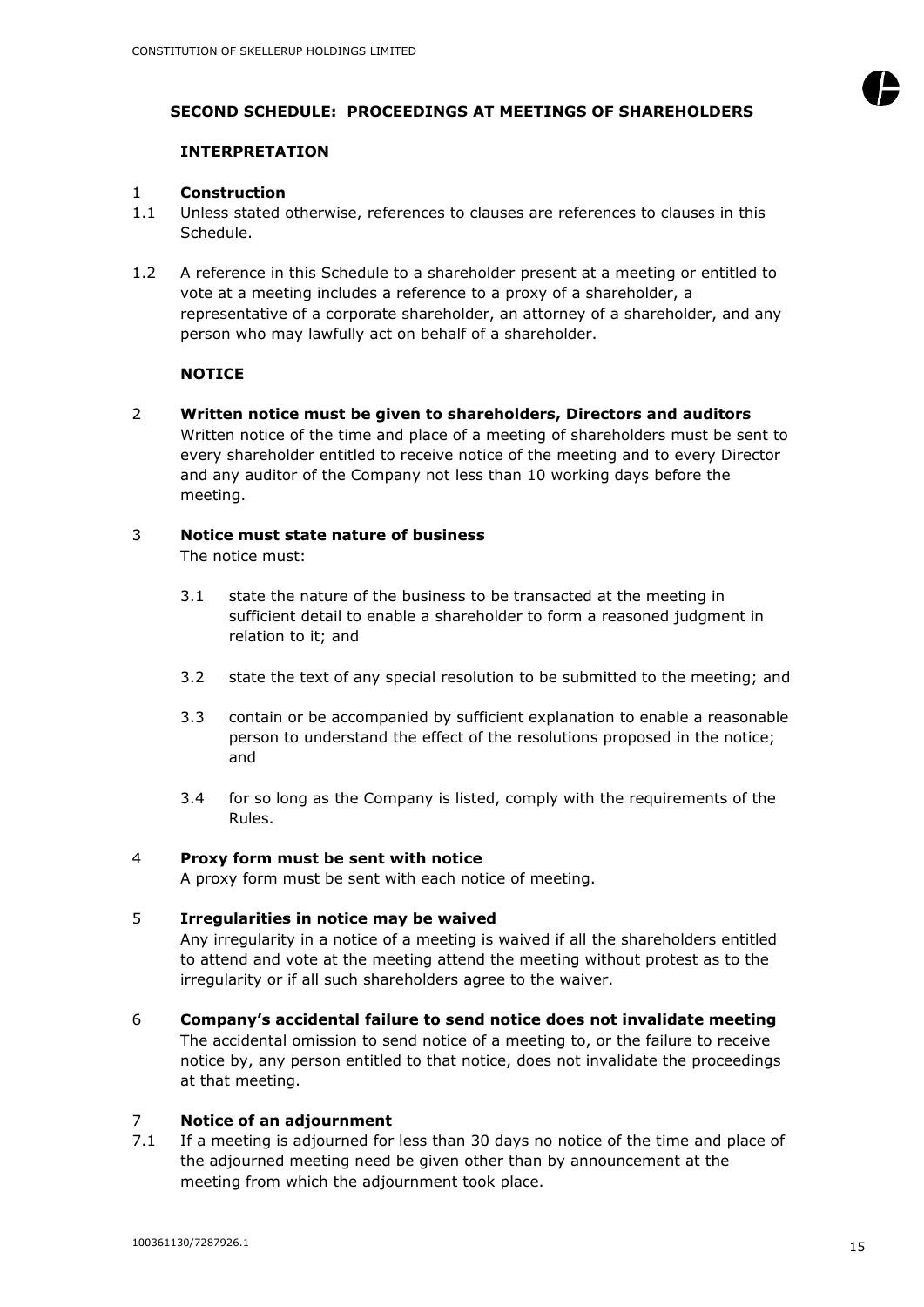## SECOND SCHEDULE: PROCEEDINGS AT MEETINGS OF SHAREHOLDERS

### INTERPRETATION

1 **Construction**

1.1 Unless stated otherwise, references to clauses are references to clauses in this Schedule.

1.2 A reference in this Schedule to a shareholder present at a meeting or entitled to vote at a meeting includes a reference to a proxy of a shareholder, a representative of a corporate shareholder, an attorney of a shareholder, and any person who may lawfully act on behalf of a shareholder.

### NOTICE

2 **Written notice must be given to shareholders, Directors and auditors**

Written notice of the time and place of a meeting of shareholders must be sent to every shareholder entitled to receive notice of the meeting and to every Director and any auditor of the Company not less than 10 working days before the meeting.

3 **Notice must state nature of business**

The notice must:

3.1 state the nature of the business to be transacted at the meeting in sufficient detail to enable a shareholder to form a reasoned judgment in relation to it; and

3.2 state the text of any special resolution to be submitted to the meeting; and

3.3 contain or be accompanied by sufficient explanation to enable a reasonable person to understand the effect of the resolutions proposed in the notice; and

3.4 for so long as the Company is listed, comply with the requirements of the Rules.

4 **Proxy form must be sent with notice**

A proxy form must be sent with each notice of meeting.

5 **Irregularities in notice may be waived**

Any irregularity in a notice of a meeting is waived if all the shareholders entitled to attend and vote at the meeting attend the meeting without protest as to the irregularity or if all such shareholders agree to the waiver.

6 **Company's accidental failure to send notice does not invalidate meeting**

The accidental omission to send notice of a meeting to, or the failure to receive notice by, any person entitled to that notice, does not invalidate the proceedings at that meeting.

7 **Notice of an adjournment**

7.1 If a meeting is adjourned for less than 30 days no notice of the time and place of the adjourned meeting need be given other than by announcement at the meeting from which the adjournment took place.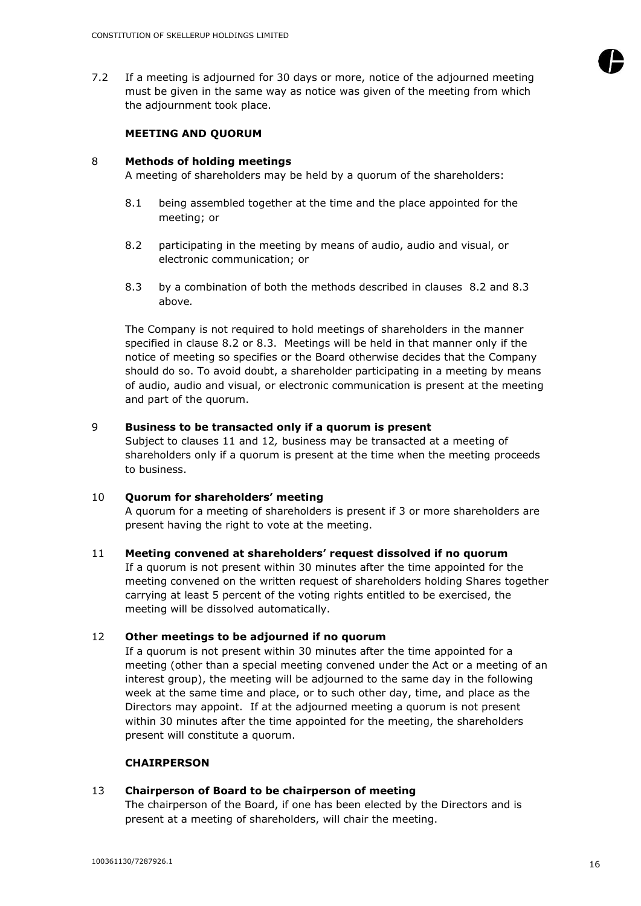7.2 If a meeting is adjourned for 30 days or more, notice of the adjourned meeting must be given in the same way as notice was given of the meeting from which the adjournment took place.

**MEETING AND QUORUM**

8 **Methods of holding meetings**
A meeting of shareholders may be held by a quorum of the shareholders:

8.1 being assembled together at the time and the place appointed for the meeting; or

8.2 participating in the meeting by means of audio, audio and visual, or electronic communication; or

8.3 by a combination of both the methods described in clauses 8.2 and 8.3 above*.*

The Company is not required to hold meetings of shareholders in the manner specified in clause 8.2 or 8.3. Meetings will be held in that manner only if the notice of meeting so specifies or the Board otherwise decides that the Company should do so. To avoid doubt, a shareholder participating in a meeting by means of audio, audio and visual, or electronic communication is present at the meeting and part of the quorum.

9 **Business to be transacted only if a quorum is present**
Subject to clauses 11 and 12*,* business may be transacted at a meeting of shareholders only if a quorum is present at the time when the meeting proceeds to business.

10 **Quorum for shareholders' meeting**
A quorum for a meeting of shareholders is present if 3 or more shareholders are present having the right to vote at the meeting.

11 **Meeting convened at shareholders' request dissolved if no quorum**
If a quorum is not present within 30 minutes after the time appointed for the meeting convened on the written request of shareholders holding Shares together carrying at least 5 percent of the voting rights entitled to be exercised, the meeting will be dissolved automatically.

12 **Other meetings to be adjourned if no quorum**
If a quorum is not present within 30 minutes after the time appointed for a meeting (other than a special meeting convened under the Act or a meeting of an interest group), the meeting will be adjourned to the same day in the following week at the same time and place, or to such other day, time, and place as the Directors may appoint. If at the adjourned meeting a quorum is not present within 30 minutes after the time appointed for the meeting, the shareholders present will constitute a quorum.

**CHAIRPERSON**

13 **Chairperson of Board to be chairperson of meeting**
The chairperson of the Board, if one has been elected by the Directors and is present at a meeting of shareholders, will chair the meeting.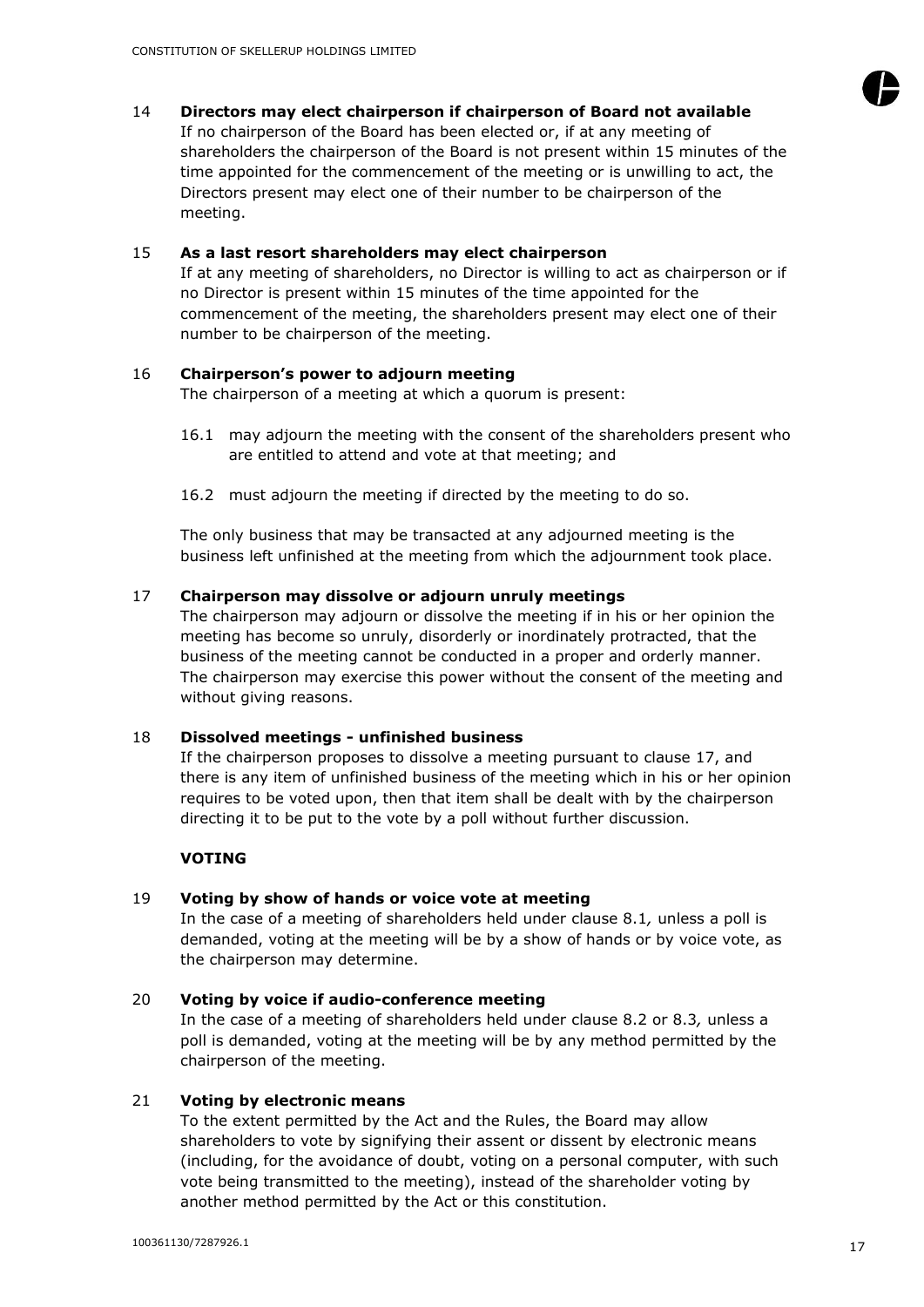14 **Directors may elect chairperson if chairperson of Board not available**
If no chairperson of the Board has been elected or, if at any meeting of shareholders the chairperson of the Board is not present within 15 minutes of the time appointed for the commencement of the meeting or is unwilling to act, the Directors present may elect one of their number to be chairperson of the meeting.

15 **As a last resort shareholders may elect chairperson**
If at any meeting of shareholders, no Director is willing to act as chairperson or if no Director is present within 15 minutes of the time appointed for the commencement of the meeting, the shareholders present may elect one of their number to be chairperson of the meeting.

16 **Chairperson's power to adjourn meeting**
The chairperson of a meeting at which a quorum is present:

16.1 may adjourn the meeting with the consent of the shareholders present who are entitled to attend and vote at that meeting; and

16.2 must adjourn the meeting if directed by the meeting to do so.

The only business that may be transacted at any adjourned meeting is the business left unfinished at the meeting from which the adjournment took place.

17 **Chairperson may dissolve or adjourn unruly meetings**
The chairperson may adjourn or dissolve the meeting if in his or her opinion the meeting has become so unruly, disorderly or inordinately protracted, that the business of the meeting cannot be conducted in a proper and orderly manner. The chairperson may exercise this power without the consent of the meeting and without giving reasons.

18 **Dissolved meetings - unfinished business**
If the chairperson proposes to dissolve a meeting pursuant to clause 17, and there is any item of unfinished business of the meeting which in his or her opinion requires to be voted upon, then that item shall be dealt with by the chairperson directing it to be put to the vote by a poll without further discussion.

**VOTING**

19 **Voting by show of hands or voice vote at meeting**
In the case of a meeting of shareholders held under clause 8.1*,* unless a poll is demanded, voting at the meeting will be by a show of hands or by voice vote, as the chairperson may determine.

20 **Voting by voice if audio-conference meeting**
In the case of a meeting of shareholders held under clause 8.2 or 8.3*,* unless a poll is demanded, voting at the meeting will be by any method permitted by the chairperson of the meeting.

21 **Voting by electronic means**
To the extent permitted by the Act and the Rules, the Board may allow shareholders to vote by signifying their assent or dissent by electronic means (including, for the avoidance of doubt, voting on a personal computer, with such vote being transmitted to the meeting), instead of the shareholder voting by another method permitted by the Act or this constitution.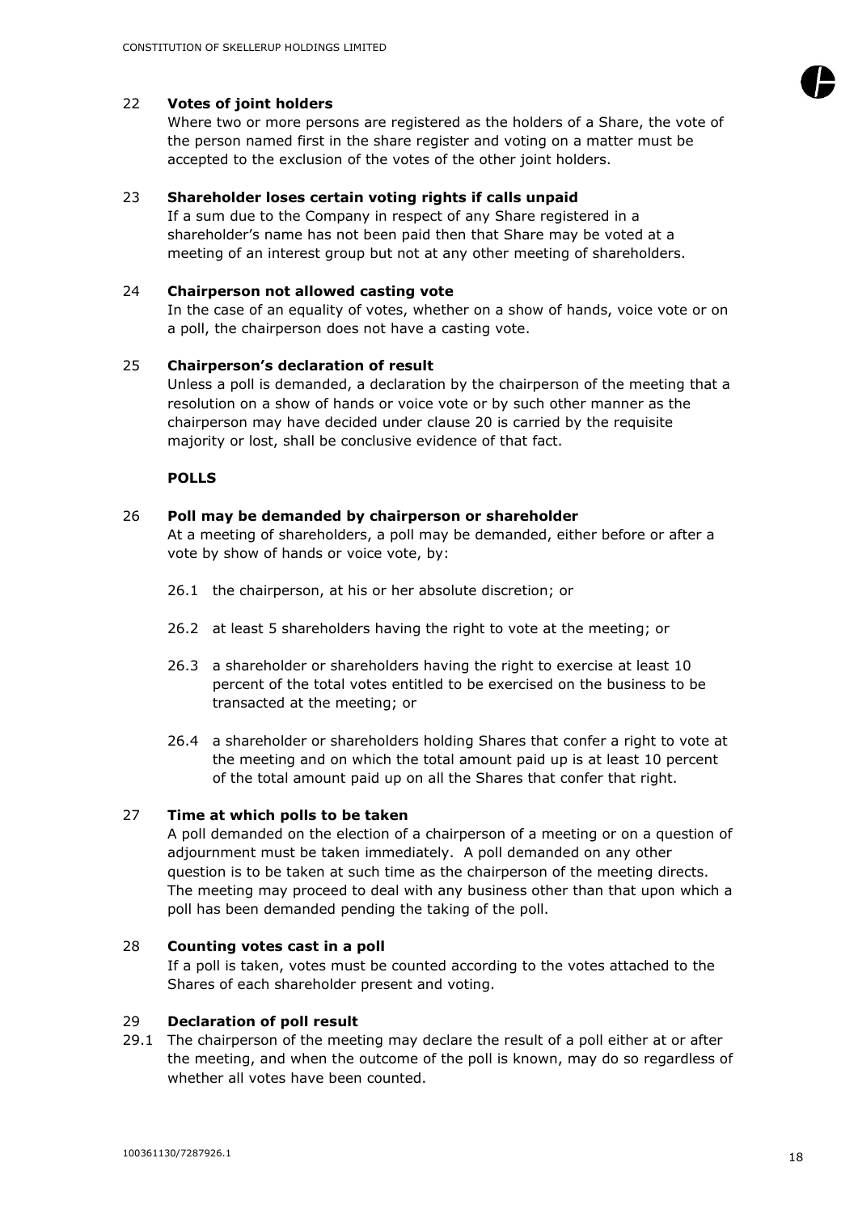## 22 Votes of joint holders

Where two or more persons are registered as the holders of a Share, the vote of the person named first in the share register and voting on a matter must be accepted to the exclusion of the votes of the other joint holders.

## 23 Shareholder loses certain voting rights if calls unpaid

If a sum due to the Company in respect of any Share registered in a shareholder's name has not been paid then that Share may be voted at a meeting of an interest group but not at any other meeting of shareholders.

## 24 Chairperson not allowed casting vote

In the case of an equality of votes, whether on a show of hands, voice vote or on a poll, the chairperson does not have a casting vote.

## 25 Chairperson's declaration of result

Unless a poll is demanded, a declaration by the chairperson of the meeting that a resolution on a show of hands or voice vote or by such other manner as the chairperson may have decided under clause 20 is carried by the requisite majority or lost, shall be conclusive evidence of that fact.

**POLLS**

## 26 Poll may be demanded by chairperson or shareholder

At a meeting of shareholders, a poll may be demanded, either before or after a vote by show of hands or voice vote, by:

26.1 the chairperson, at his or her absolute discretion; or

26.2 at least 5 shareholders having the right to vote at the meeting; or

26.3 a shareholder or shareholders having the right to exercise at least 10 percent of the total votes entitled to be exercised on the business to be transacted at the meeting; or

26.4 a shareholder or shareholders holding Shares that confer a right to vote at the meeting and on which the total amount paid up is at least 10 percent of the total amount paid up on all the Shares that confer that right.

## 27 Time at which polls to be taken

A poll demanded on the election of a chairperson of a meeting or on a question of adjournment must be taken immediately. A poll demanded on any other question is to be taken at such time as the chairperson of the meeting directs. The meeting may proceed to deal with any business other than that upon which a poll has been demanded pending the taking of the poll.

## 28 Counting votes cast in a poll

If a poll is taken, votes must be counted according to the votes attached to the Shares of each shareholder present and voting.

## 29 Declaration of poll result

29.1 The chairperson of the meeting may declare the result of a poll either at or after the meeting, and when the outcome of the poll is known, may do so regardless of whether all votes have been counted.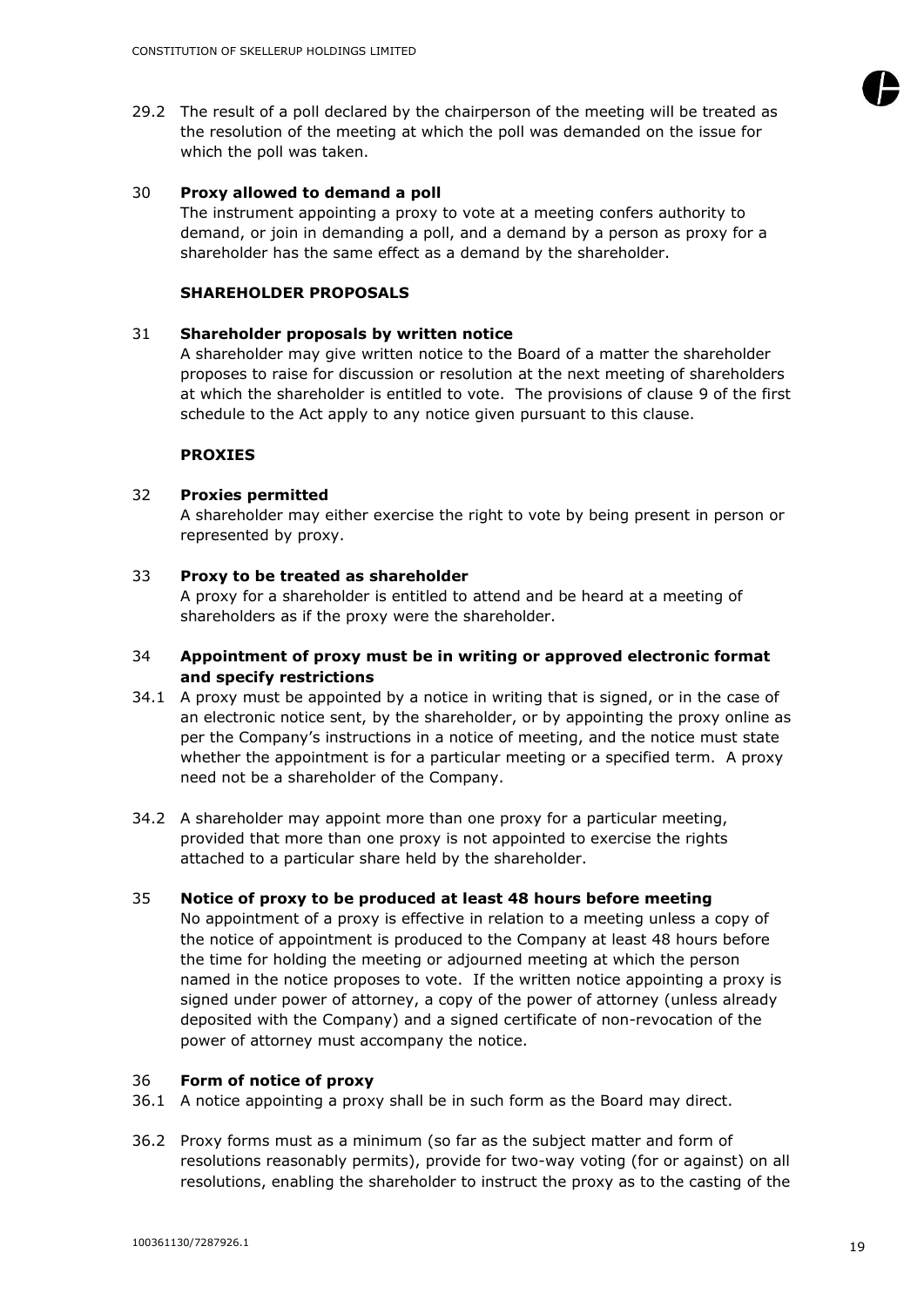29.2 The result of a poll declared by the chairperson of the meeting will be treated as the resolution of the meeting at which the poll was demanded on the issue for which the poll was taken.

30 **Proxy allowed to demand a poll**

The instrument appointing a proxy to vote at a meeting confers authority to demand, or join in demanding a poll, and a demand by a person as proxy for a shareholder has the same effect as a demand by the shareholder.

**SHAREHOLDER PROPOSALS**

31 **Shareholder proposals by written notice**

A shareholder may give written notice to the Board of a matter the shareholder proposes to raise for discussion or resolution at the next meeting of shareholders at which the shareholder is entitled to vote. The provisions of clause 9 of the first schedule to the Act apply to any notice given pursuant to this clause.

**PROXIES**

32 **Proxies permitted**

A shareholder may either exercise the right to vote by being present in person or represented by proxy.

33 **Proxy to be treated as shareholder**

A proxy for a shareholder is entitled to attend and be heard at a meeting of shareholders as if the proxy were the shareholder.

34 **Appointment of proxy must be in writing or approved electronic format and specify restrictions**

34.1 A proxy must be appointed by a notice in writing that is signed, or in the case of an electronic notice sent, by the shareholder, or by appointing the proxy online as per the Company's instructions in a notice of meeting, and the notice must state whether the appointment is for a particular meeting or a specified term. A proxy need not be a shareholder of the Company.

34.2 A shareholder may appoint more than one proxy for a particular meeting, provided that more than one proxy is not appointed to exercise the rights attached to a particular share held by the shareholder.

35 **Notice of proxy to be produced at least 48 hours before meeting**

No appointment of a proxy is effective in relation to a meeting unless a copy of the notice of appointment is produced to the Company at least 48 hours before the time for holding the meeting or adjourned meeting at which the person named in the notice proposes to vote. If the written notice appointing a proxy is signed under power of attorney, a copy of the power of attorney (unless already deposited with the Company) and a signed certificate of non-revocation of the power of attorney must accompany the notice.

36 **Form of notice of proxy**

36.1 A notice appointing a proxy shall be in such form as the Board may direct.

36.2 Proxy forms must as a minimum (so far as the subject matter and form of resolutions reasonably permits), provide for two-way voting (for or against) on all resolutions, enabling the shareholder to instruct the proxy as to the casting of the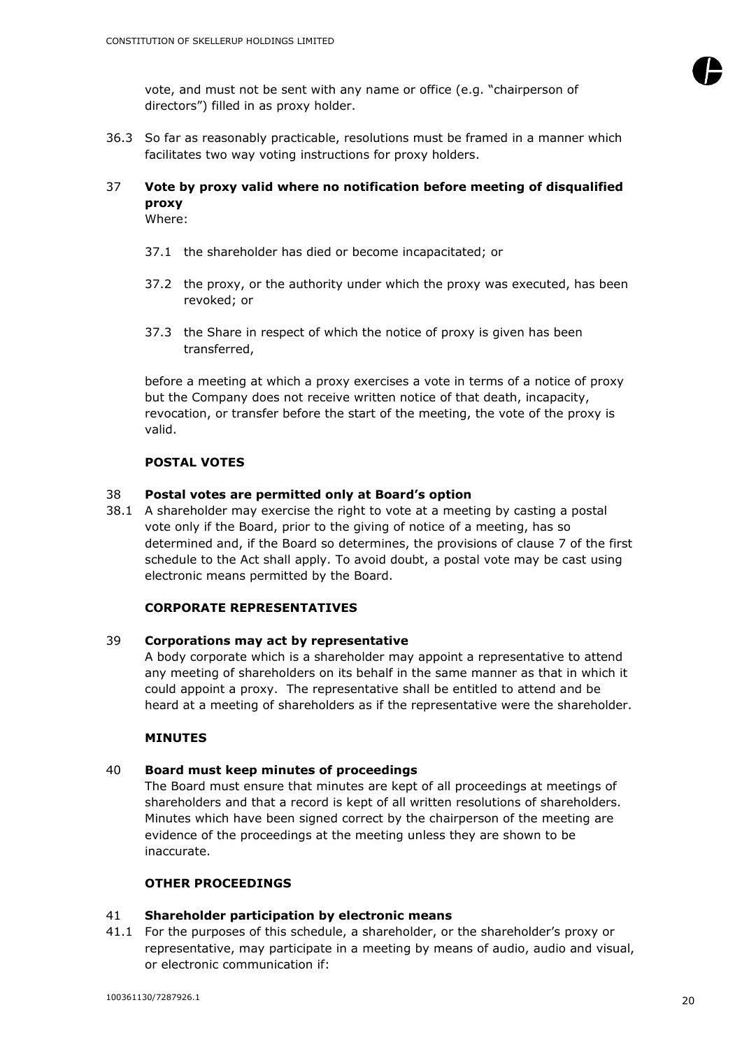vote, and must not be sent with any name or office (e.g. "chairperson of directors") filled in as proxy holder.

36.3 So far as reasonably practicable, resolutions must be framed in a manner which facilitates two way voting instructions for proxy holders.

**37 Vote by proxy valid where no notification before meeting of disqualified proxy**

Where:

37.1 the shareholder has died or become incapacitated; or

37.2 the proxy, or the authority under which the proxy was executed, has been revoked; or

37.3 the Share in respect of which the notice of proxy is given has been transferred,

before a meeting at which a proxy exercises a vote in terms of a notice of proxy but the Company does not receive written notice of that death, incapacity, revocation, or transfer before the start of the meeting, the vote of the proxy is valid.

**POSTAL VOTES**

**38 Postal votes are permitted only at Board's option**

38.1 A shareholder may exercise the right to vote at a meeting by casting a postal vote only if the Board, prior to the giving of notice of a meeting, has so determined and, if the Board so determines, the provisions of clause 7 of the first schedule to the Act shall apply. To avoid doubt, a postal vote may be cast using electronic means permitted by the Board.

**CORPORATE REPRESENTATIVES**

**39 Corporations may act by representative**

A body corporate which is a shareholder may appoint a representative to attend any meeting of shareholders on its behalf in the same manner as that in which it could appoint a proxy. The representative shall be entitled to attend and be heard at a meeting of shareholders as if the representative were the shareholder.

**MINUTES**

**40 Board must keep minutes of proceedings**

The Board must ensure that minutes are kept of all proceedings at meetings of shareholders and that a record is kept of all written resolutions of shareholders. Minutes which have been signed correct by the chairperson of the meeting are evidence of the proceedings at the meeting unless they are shown to be inaccurate.

**OTHER PROCEEDINGS**

**41 Shareholder participation by electronic means**

41.1 For the purposes of this schedule, a shareholder, or the shareholder's proxy or representative, may participate in a meeting by means of audio, audio and visual, or electronic communication if: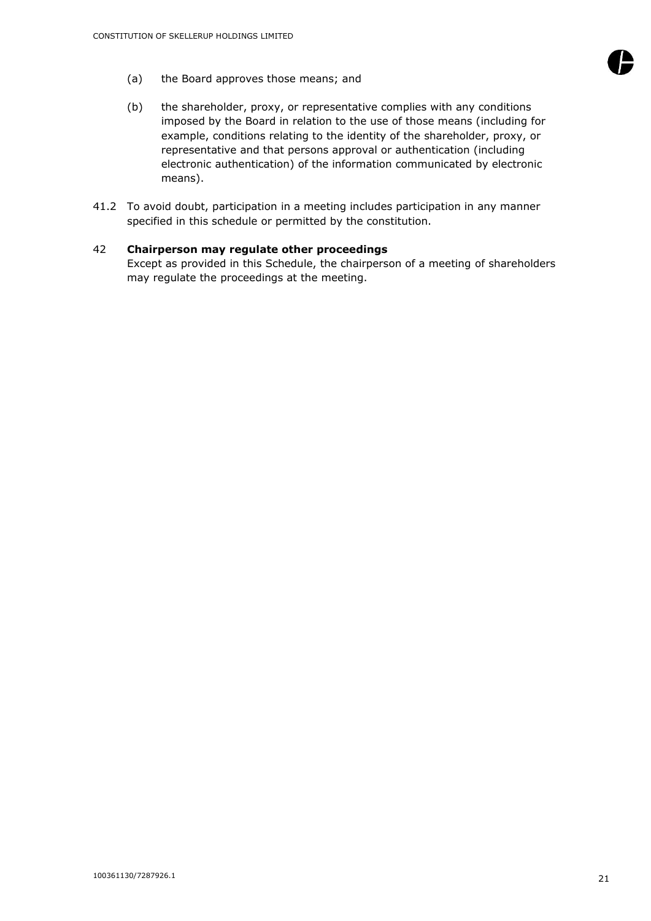(a) the Board approves those means; and

(b) the shareholder, proxy, or representative complies with any conditions imposed by the Board in relation to the use of those means (including for example, conditions relating to the identity of the shareholder, proxy, or representative and that persons approval or authentication (including electronic authentication) of the information communicated by electronic means).

41.2 To avoid doubt, participation in a meeting includes participation in any manner specified in this schedule or permitted by the constitution.

42 **Chairperson may regulate other proceedings**
Except as provided in this Schedule, the chairperson of a meeting of shareholders may regulate the proceedings at the meeting.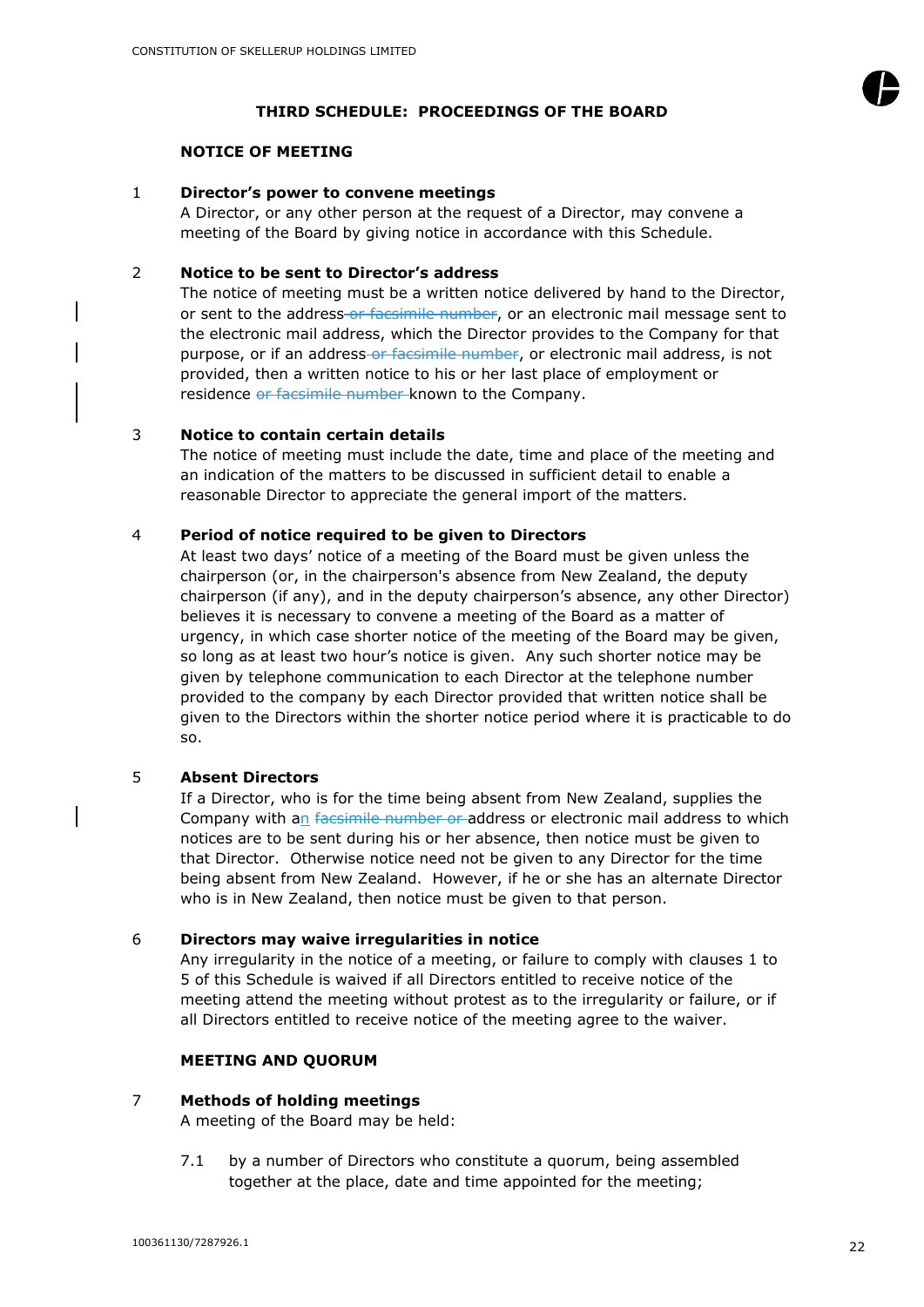## THIRD SCHEDULE: PROCEEDINGS OF THE BOARD

### NOTICE OF MEETING

**1 Director's power to convene meetings**

A Director, or any other person at the request of a Director, may convene a meeting of the Board by giving notice in accordance with this Schedule.

**2 Notice to be sent to Director's address**

The notice of meeting must be a written notice delivered by hand to the Director, or sent to the address~~ or facsimile number~~, or an electronic mail message sent to the electronic mail address, which the Director provides to the Company for that purpose, or if an address~~ or facsimile number~~, or electronic mail address, is not provided, then a written notice to his or her last place of employment or residence ~~or facsimile number~~ known to the Company.

**3 Notice to contain certain details**

The notice of meeting must include the date, time and place of the meeting and an indication of the matters to be discussed in sufficient detail to enable a reasonable Director to appreciate the general import of the matters.

**4 Period of notice required to be given to Directors**

At least two days' notice of a meeting of the Board must be given unless the chairperson (or, in the chairperson's absence from New Zealand, the deputy chairperson (if any), and in the deputy chairperson's absence, any other Director) believes it is necessary to convene a meeting of the Board as a matter of urgency, in which case shorter notice of the meeting of the Board may be given, so long as at least two hour's notice is given. Any such shorter notice may be given by telephone communication to each Director at the telephone number provided to the company by each Director provided that written notice shall be given to the Directors within the shorter notice period where it is practicable to do so.

**5 Absent Directors**

If a Director, who is for the time being absent from New Zealand, supplies the Company with an ~~facsimile number or~~ address or electronic mail address to which notices are to be sent during his or her absence, then notice must be given to that Director. Otherwise notice need not be given to any Director for the time being absent from New Zealand. However, if he or she has an alternate Director who is in New Zealand, then notice must be given to that person.

**6 Directors may waive irregularities in notice**

Any irregularity in the notice of a meeting, or failure to comply with clauses 1 to 5 of this Schedule is waived if all Directors entitled to receive notice of the meeting attend the meeting without protest as to the irregularity or failure, or if all Directors entitled to receive notice of the meeting agree to the waiver.

### MEETING AND QUORUM

**7 Methods of holding meetings**

A meeting of the Board may be held:

7.1 by a number of Directors who constitute a quorum, being assembled together at the place, date and time appointed for the meeting;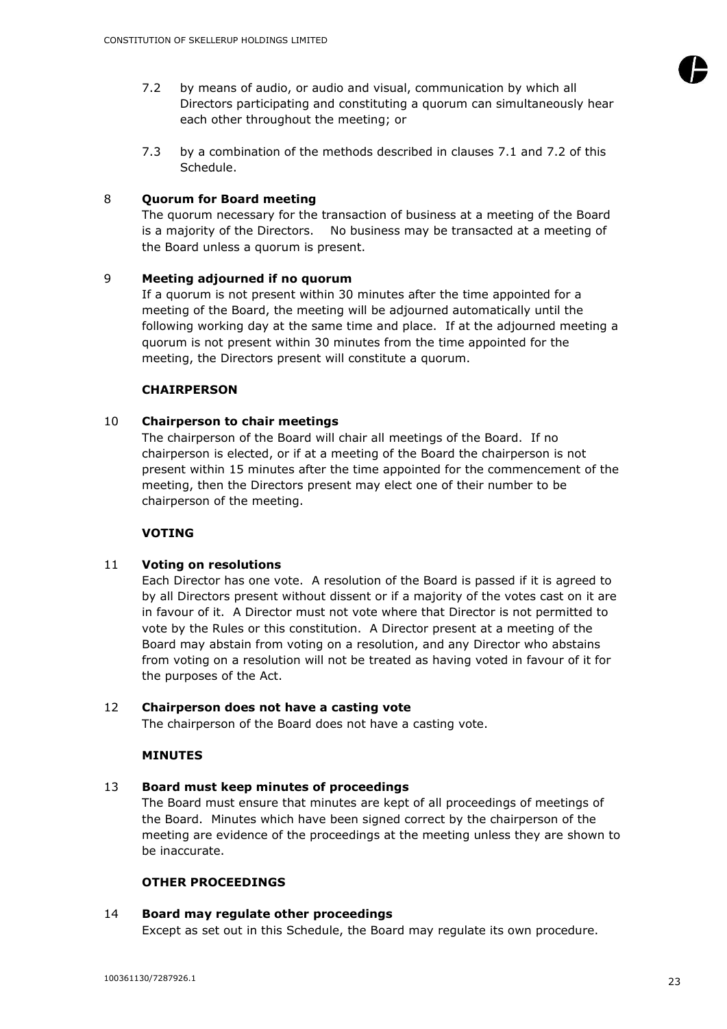7.2 by means of audio, or audio and visual, communication by which all Directors participating and constituting a quorum can simultaneously hear each other throughout the meeting; or

7.3 by a combination of the methods described in clauses 7.1 and 7.2 of this Schedule.

8 **Quorum for Board meeting**

The quorum necessary for the transaction of business at a meeting of the Board is a majority of the Directors. No business may be transacted at a meeting of the Board unless a quorum is present.

9 **Meeting adjourned if no quorum**

If a quorum is not present within 30 minutes after the time appointed for a meeting of the Board, the meeting will be adjourned automatically until the following working day at the same time and place. If at the adjourned meeting a quorum is not present within 30 minutes from the time appointed for the meeting, the Directors present will constitute a quorum.

**CHAIRPERSON**

10 **Chairperson to chair meetings**

The chairperson of the Board will chair all meetings of the Board. If no chairperson is elected, or if at a meeting of the Board the chairperson is not present within 15 minutes after the time appointed for the commencement of the meeting, then the Directors present may elect one of their number to be chairperson of the meeting.

**VOTING**

11 **Voting on resolutions**

Each Director has one vote. A resolution of the Board is passed if it is agreed to by all Directors present without dissent or if a majority of the votes cast on it are in favour of it. A Director must not vote where that Director is not permitted to vote by the Rules or this constitution. A Director present at a meeting of the Board may abstain from voting on a resolution, and any Director who abstains from voting on a resolution will not be treated as having voted in favour of it for the purposes of the Act.

12 **Chairperson does not have a casting vote**

The chairperson of the Board does not have a casting vote.

**MINUTES**

13 **Board must keep minutes of proceedings**

The Board must ensure that minutes are kept of all proceedings of meetings of the Board. Minutes which have been signed correct by the chairperson of the meeting are evidence of the proceedings at the meeting unless they are shown to be inaccurate.

**OTHER PROCEEDINGS**

14 **Board may regulate other proceedings**

Except as set out in this Schedule, the Board may regulate its own procedure.